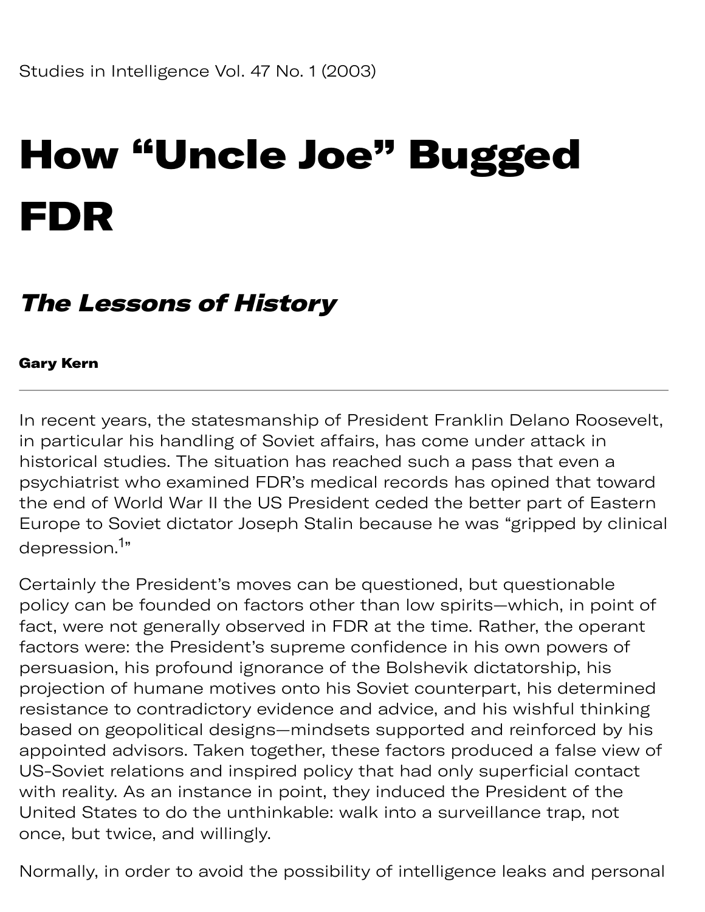Studies in Intelligence Vol. 47 No. 1 (2003)

# How "Uncle Joe" Bugged FDR

## *The Lessons of History*

**Gary Kern**

---

In recent years, the statesmanship of President Franklin Delano Roosevelt, in particular his handling of Soviet affairs, has come under attack in historical studies. The situation has reached such a pass that even a psychiatrist who examined FDR's medical records has opined that toward the end of World War II the US President ceded the better part of Eastern Europe to Soviet dictator Joseph Stalin because he was "gripped by clinical depression.[1]"

Certainly the President's moves can be questioned, but questionable policy can be founded on factors other than low spirits—which, in point of fact, were not generally observed in FDR at the time. Rather, the operant factors were: the President's supreme confidence in his own powers of persuasion, his profound ignorance of the Bolshevik dictatorship, his projection of humane motives onto his Soviet counterpart, his determined resistance to contradictory evidence and advice, and his wishful thinking based on geopolitical designs—mindsets supported and reinforced by his appointed advisors. Taken together, these factors produced a false view of US-Soviet relations and inspired policy that had only superficial contact with reality. As an instance in point, they induced the President of the United States to do the unthinkable: walk into a surveillance trap, not once, but twice, and willingly.

Normally, in order to avoid the possibility of intelligence leaks and personal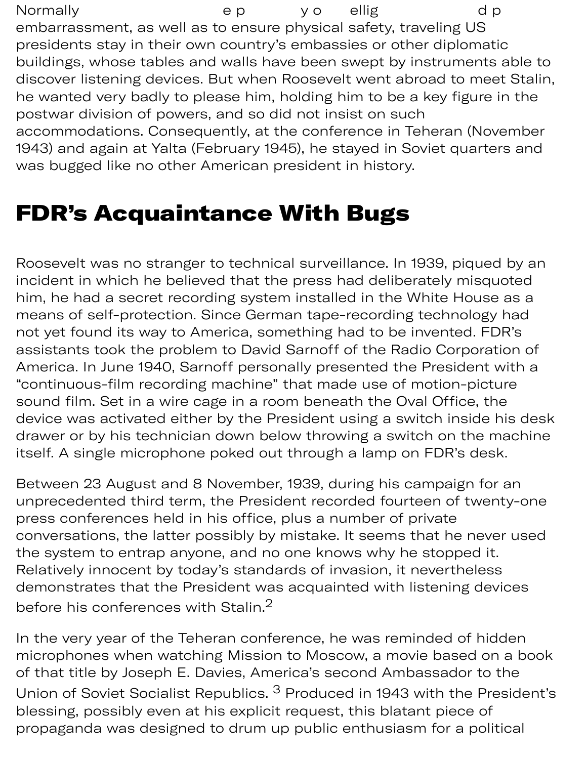Normally e p y o ellig d p embarrassment, as well as to ensure physical safety, traveling US presidents stay in their own country's embassies or other diplomatic buildings, whose tables and walls have been swept by instruments able to discover listening devices. But when Roosevelt went abroad to meet Stalin, he wanted very badly to please him, holding him to be a key figure in the postwar division of powers, and so did not insist on such accommodations. Consequently, at the conference in Teheran (November 1943) and again at Yalta (February 1945), he stayed in Soviet quarters and was bugged like no other American president in history.

## FDR's Acquaintance With Bugs

Roosevelt was no stranger to technical surveillance. In 1939, piqued by an incident in which he believed that the press had deliberately misquoted him, he had a secret recording system installed in the White House as a means of self-protection. Since German tape-recording technology had not yet found its way to America, something had to be invented. FDR's assistants took the problem to David Sarnoff of the Radio Corporation of America. In June 1940, Sarnoff personally presented the President with a "continuous-film recording machine" that made use of motion-picture sound film. Set in a wire cage in a room beneath the Oval Office, the device was activated either by the President using a switch inside his desk drawer or by his technician down below throwing a switch on the machine itself. A single microphone poked out through a lamp on FDR's desk.

Between 23 August and 8 November, 1939, during his campaign for an unprecedented third term, the President recorded fourteen of twenty-one press conferences held in his office, plus a number of private conversations, the latter possibly by mistake. It seems that he never used the system to entrap anyone, and no one knows why he stopped it. Relatively innocent by today's standards of invasion, it nevertheless demonstrates that the President was acquainted with listening devices before his conferences with Stalin.[2]

In the very year of the Teheran conference, he was reminded of hidden microphones when watching Mission to Moscow, a movie based on a book of that title by Joseph E. Davies, America's second Ambassador to the Union of Soviet Socialist Republics. [3] Produced in 1943 with the President's blessing, possibly even at his explicit request, this blatant piece of propaganda was designed to drum up public enthusiasm for a political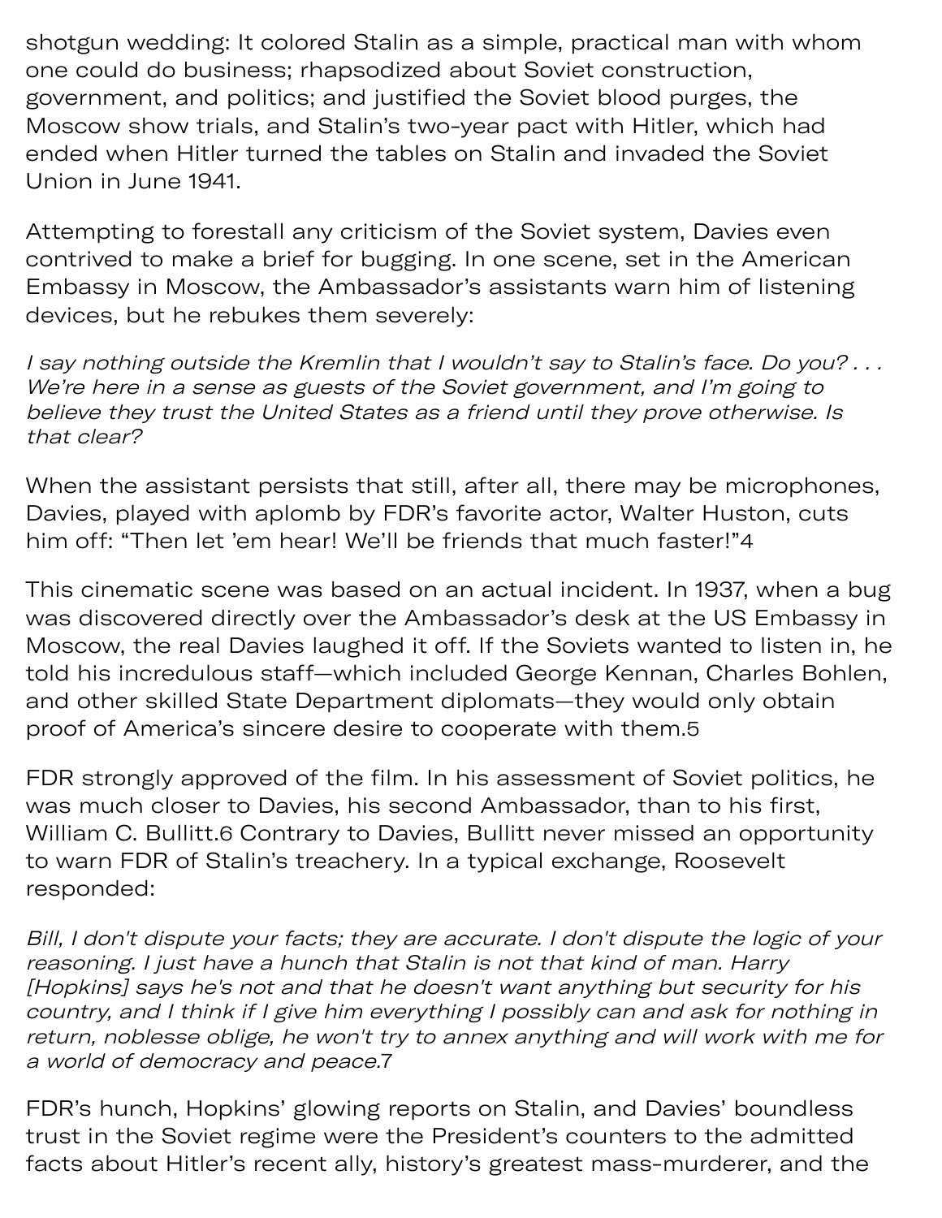shotgun wedding: It colored Stalin as a simple, practical man with whom one could do business; rhapsodized about Soviet construction, government, and politics; and justified the Soviet blood purges, the Moscow show trials, and Stalin's two-year pact with Hitler, which had ended when Hitler turned the tables on Stalin and invaded the Soviet Union in June 1941.

Attempting to forestall any criticism of the Soviet system, Davies even contrived to make a brief for bugging. In one scene, set in the American Embassy in Moscow, the Ambassador's assistants warn him of listening devices, but he rebukes them severely:

*I say nothing outside the Kremlin that I wouldn't say to Stalin's face. Do you? . . . We're here in a sense as guests of the Soviet government, and I'm going to believe they trust the United States as a friend until they prove otherwise. Is that clear?*

When the assistant persists that still, after all, there may be microphones, Davies, played with aplomb by FDR's favorite actor, Walter Huston, cuts him off: "Then let 'em hear! We'll be friends that much faster!"[4]

This cinematic scene was based on an actual incident. In 1937, when a bug was discovered directly over the Ambassador's desk at the US Embassy in Moscow, the real Davies laughed it off. If the Soviets wanted to listen in, he told his incredulous staff—which included George Kennan, Charles Bohlen, and other skilled State Department diplomats—they would only obtain proof of America's sincere desire to cooperate with them.[5]

FDR strongly approved of the film. In his assessment of Soviet politics, he was much closer to Davies, his second Ambassador, than to his first, William C. Bullitt.[6] Contrary to Davies, Bullitt never missed an opportunity to warn FDR of Stalin's treachery. In a typical exchange, Roosevelt responded:

*Bill, I don't dispute your facts; they are accurate. I don't dispute the logic of your reasoning. I just have a hunch that Stalin is not that kind of man. Harry [Hopkins] says he's not and that he doesn't want anything but security for his country, and I think if I give him everything I possibly can and ask for nothing in return, noblesse oblige, he won't try to annex anything and will work with me for a world of democracy and peace.*[7]

FDR's hunch, Hopkins' glowing reports on Stalin, and Davies' boundless trust in the Soviet regime were the President's counters to the admitted facts about Hitler's recent ally, history's greatest mass-murderer, and the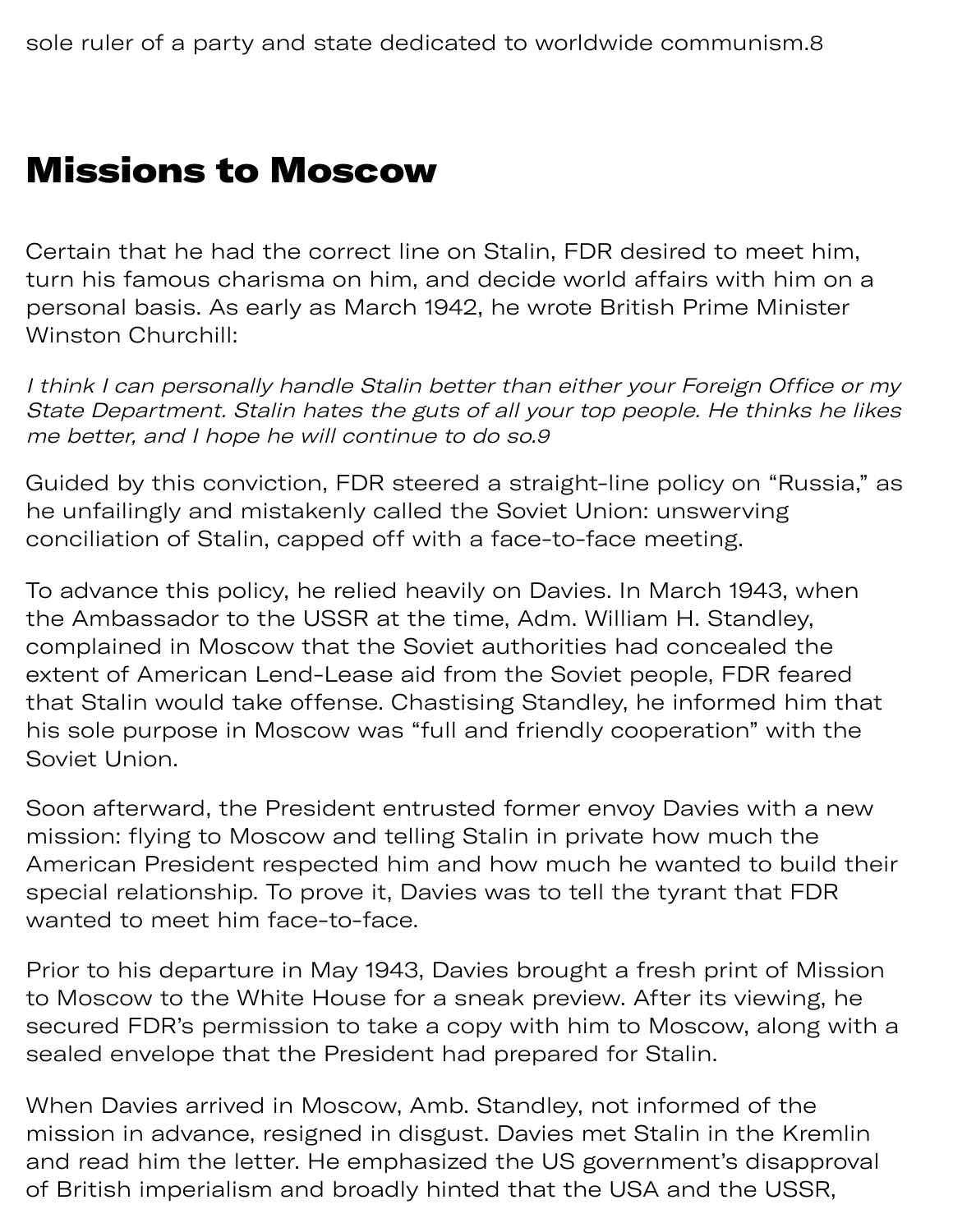sole ruler of a party and state dedicated to worldwide communism.[8]

## Missions to Moscow

Certain that he had the correct line on Stalin, FDR desired to meet him, turn his famous charisma on him, and decide world affairs with him on a personal basis. As early as March 1942, he wrote British Prime Minister Winston Churchill:

*I think I can personally handle Stalin better than either your Foreign Office or my State Department. Stalin hates the guts of all your top people. He thinks he likes me better, and I hope he will continue to do so.*[9]

Guided by this conviction, FDR steered a straight-line policy on "Russia," as he unfailingly and mistakenly called the Soviet Union: unswerving conciliation of Stalin, capped off with a face-to-face meeting.

To advance this policy, he relied heavily on Davies. In March 1943, when the Ambassador to the USSR at the time, Adm. William H. Standley, complained in Moscow that the Soviet authorities had concealed the extent of American Lend-Lease aid from the Soviet people, FDR feared that Stalin would take offense. Chastising Standley, he informed him that his sole purpose in Moscow was "full and friendly cooperation" with the Soviet Union.

Soon afterward, the President entrusted former envoy Davies with a new mission: flying to Moscow and telling Stalin in private how much the American President respected him and how much he wanted to build their special relationship. To prove it, Davies was to tell the tyrant that FDR wanted to meet him face-to-face.

Prior to his departure in May 1943, Davies brought a fresh print of Mission to Moscow to the White House for a sneak preview. After its viewing, he secured FDR's permission to take a copy with him to Moscow, along with a sealed envelope that the President had prepared for Stalin.

When Davies arrived in Moscow, Amb. Standley, not informed of the mission in advance, resigned in disgust. Davies met Stalin in the Kremlin and read him the letter. He emphasized the US government's disapproval of British imperialism and broadly hinted that the USA and the USSR,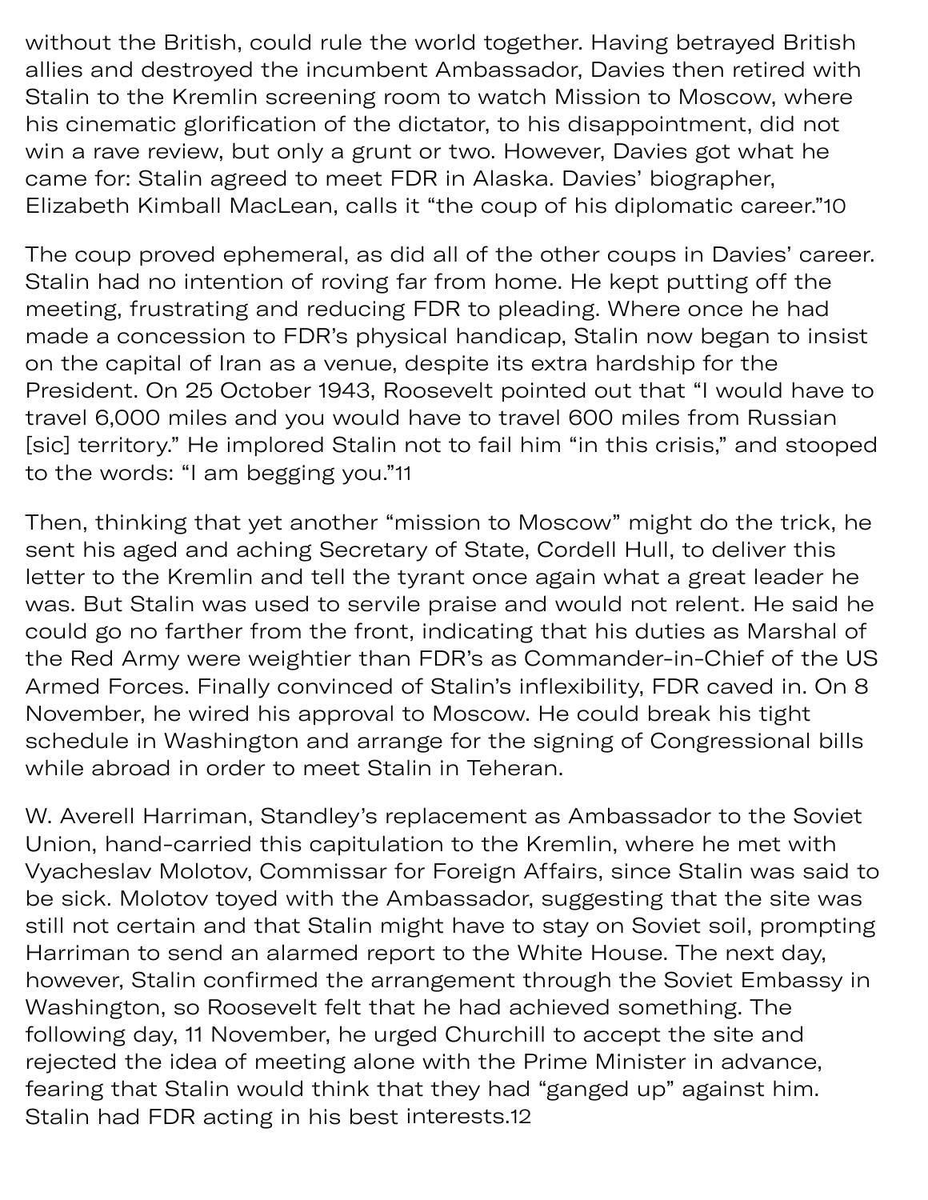without the British, could rule the world together. Having betrayed British allies and destroyed the incumbent Ambassador, Davies then retired with Stalin to the Kremlin screening room to watch Mission to Moscow, where his cinematic glorification of the dictator, to his disappointment, did not win a rave review, but only a grunt or two. However, Davies got what he came for: Stalin agreed to meet FDR in Alaska. Davies' biographer, Elizabeth Kimball MacLean, calls it "the coup of his diplomatic career."[10]

The coup proved ephemeral, as did all of the other coups in Davies' career. Stalin had no intention of roving far from home. He kept putting off the meeting, frustrating and reducing FDR to pleading. Where once he had made a concession to FDR's physical handicap, Stalin now began to insist on the capital of Iran as a venue, despite its extra hardship for the President. On 25 October 1943, Roosevelt pointed out that "I would have to travel 6,000 miles and you would have to travel 600 miles from Russian [sic] territory." He implored Stalin not to fail him "in this crisis," and stooped to the words: "I am begging you."[11]

Then, thinking that yet another "mission to Moscow" might do the trick, he sent his aged and aching Secretary of State, Cordell Hull, to deliver this letter to the Kremlin and tell the tyrant once again what a great leader he was. But Stalin was used to servile praise and would not relent. He said he could go no farther from the front, indicating that his duties as Marshal of the Red Army were weightier than FDR's as Commander-in-Chief of the US Armed Forces. Finally convinced of Stalin's inflexibility, FDR caved in. On 8 November, he wired his approval to Moscow. He could break his tight schedule in Washington and arrange for the signing of Congressional bills while abroad in order to meet Stalin in Teheran.

W. Averell Harriman, Standley's replacement as Ambassador to the Soviet Union, hand-carried this capitulation to the Kremlin, where he met with Vyacheslav Molotov, Commissar for Foreign Affairs, since Stalin was said to be sick. Molotov toyed with the Ambassador, suggesting that the site was still not certain and that Stalin might have to stay on Soviet soil, prompting Harriman to send an alarmed report to the White House. The next day, however, Stalin confirmed the arrangement through the Soviet Embassy in Washington, so Roosevelt felt that he had achieved something. The following day, 11 November, he urged Churchill to accept the site and rejected the idea of meeting alone with the Prime Minister in advance, fearing that Stalin would think that they had "ganged up" against him. Stalin had FDR acting in his best interests.[12]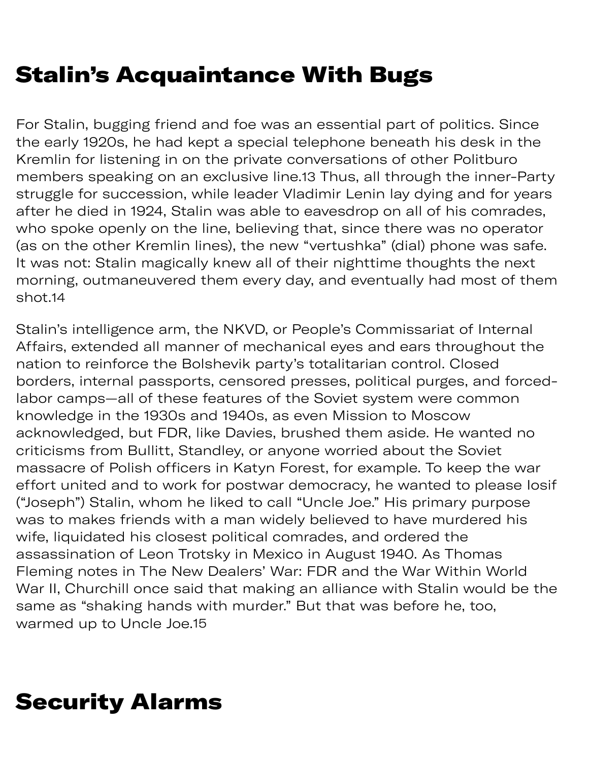## Stalin's Acquaintance With Bugs

For Stalin, bugging friend and foe was an essential part of politics. Since the early 1920s, he had kept a special telephone beneath his desk in the Kremlin for listening in on the private conversations of other Politburo members speaking on an exclusive line.[13] Thus, all through the inner-Party struggle for succession, while leader Vladimir Lenin lay dying and for years after he died in 1924, Stalin was able to eavesdrop on all of his comrades, who spoke openly on the line, believing that, since there was no operator (as on the other Kremlin lines), the new "vertushka" (dial) phone was safe. It was not: Stalin magically knew all of their nighttime thoughts the next morning, outmaneuvered them every day, and eventually had most of them shot.[14]

Stalin's intelligence arm, the NKVD, or People's Commissariat of Internal Affairs, extended all manner of mechanical eyes and ears throughout the nation to reinforce the Bolshevik party's totalitarian control. Closed borders, internal passports, censored presses, political purges, and forced-labor camps—all of these features of the Soviet system were common knowledge in the 1930s and 1940s, as even Mission to Moscow acknowledged, but FDR, like Davies, brushed them aside. He wanted no criticisms from Bullitt, Standley, or anyone worried about the Soviet massacre of Polish officers in Katyn Forest, for example. To keep the war effort united and to work for postwar democracy, he wanted to please Iosif ("Joseph") Stalin, whom he liked to call "Uncle Joe." His primary purpose was to makes friends with a man widely believed to have murdered his wife, liquidated his closest political comrades, and ordered the assassination of Leon Trotsky in Mexico in August 1940. As Thomas Fleming notes in The New Dealers' War: FDR and the War Within World War II, Churchill once said that making an alliance with Stalin would be the same as "shaking hands with murder." But that was before he, too, warmed up to Uncle Joe.[15]

## Security Alarms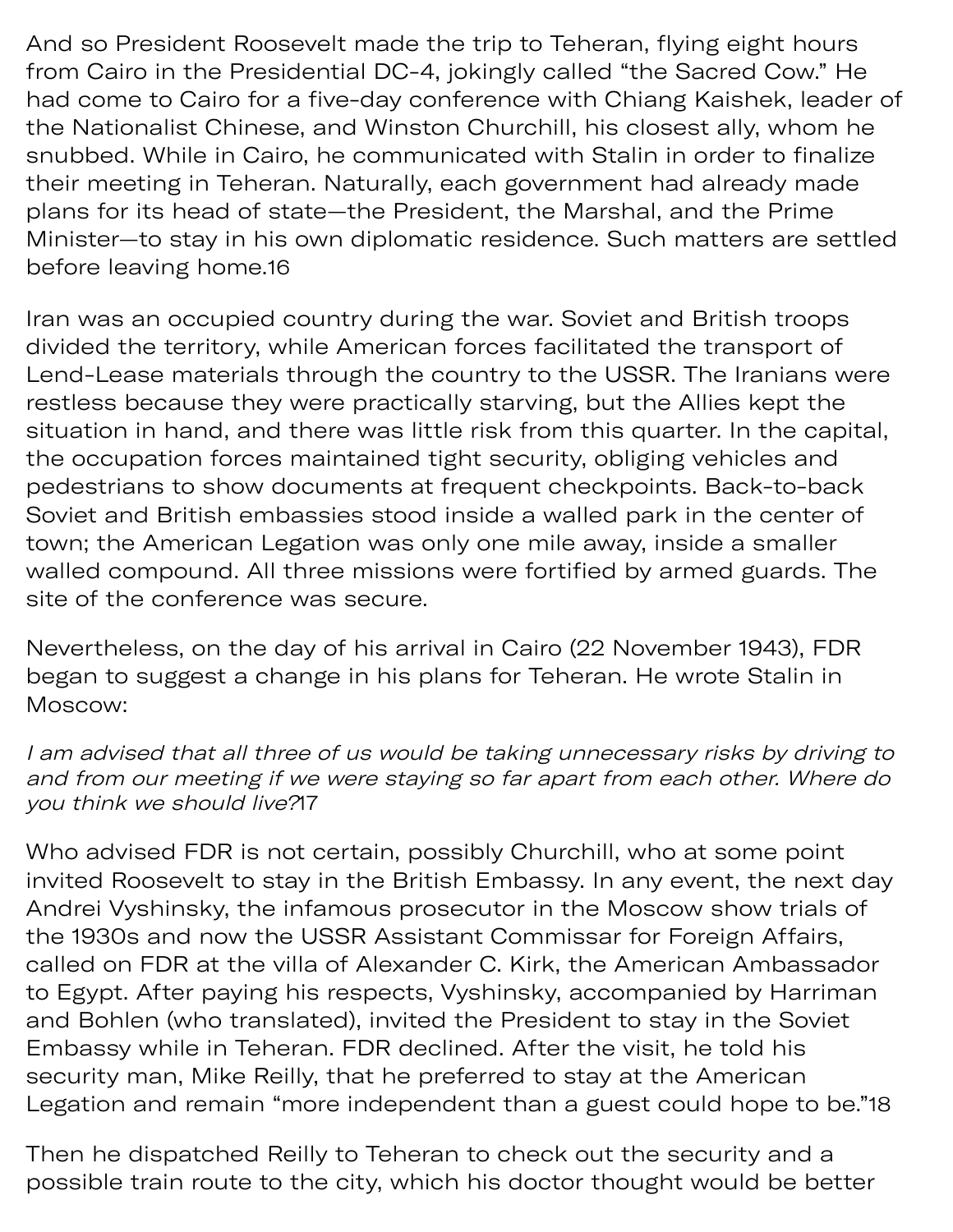And so President Roosevelt made the trip to Teheran, flying eight hours from Cairo in the Presidential DC-4, jokingly called "the Sacred Cow." He had come to Cairo for a five-day conference with Chiang Kaishek, leader of the Nationalist Chinese, and Winston Churchill, his closest ally, whom he snubbed. While in Cairo, he communicated with Stalin in order to finalize their meeting in Teheran. Naturally, each government had already made plans for its head of state—the President, the Marshal, and the Prime Minister—to stay in his own diplomatic residence. Such matters are settled before leaving home.[16]

Iran was an occupied country during the war. Soviet and British troops divided the territory, while American forces facilitated the transport of Lend-Lease materials through the country to the USSR. The Iranians were restless because they were practically starving, but the Allies kept the situation in hand, and there was little risk from this quarter. In the capital, the occupation forces maintained tight security, obliging vehicles and pedestrians to show documents at frequent checkpoints. Back-to-back Soviet and British embassies stood inside a walled park in the center of town; the American Legation was only one mile away, inside a smaller walled compound. All three missions were fortified by armed guards. The site of the conference was secure.

Nevertheless, on the day of his arrival in Cairo (22 November 1943), FDR began to suggest a change in his plans for Teheran. He wrote Stalin in Moscow:

*I am advised that all three of us would be taking unnecessary risks by driving to and from our meeting if we were staying so far apart from each other. Where do you think we should live?*[17]

Who advised FDR is not certain, possibly Churchill, who at some point invited Roosevelt to stay in the British Embassy. In any event, the next day Andrei Vyshinsky, the infamous prosecutor in the Moscow show trials of the 1930s and now the USSR Assistant Commissar for Foreign Affairs, called on FDR at the villa of Alexander C. Kirk, the American Ambassador to Egypt. After paying his respects, Vyshinsky, accompanied by Harriman and Bohlen (who translated), invited the President to stay in the Soviet Embassy while in Teheran. FDR declined. After the visit, he told his security man, Mike Reilly, that he preferred to stay at the American Legation and remain "more independent than a guest could hope to be."[18]

Then he dispatched Reilly to Teheran to check out the security and a possible train route to the city, which his doctor thought would be better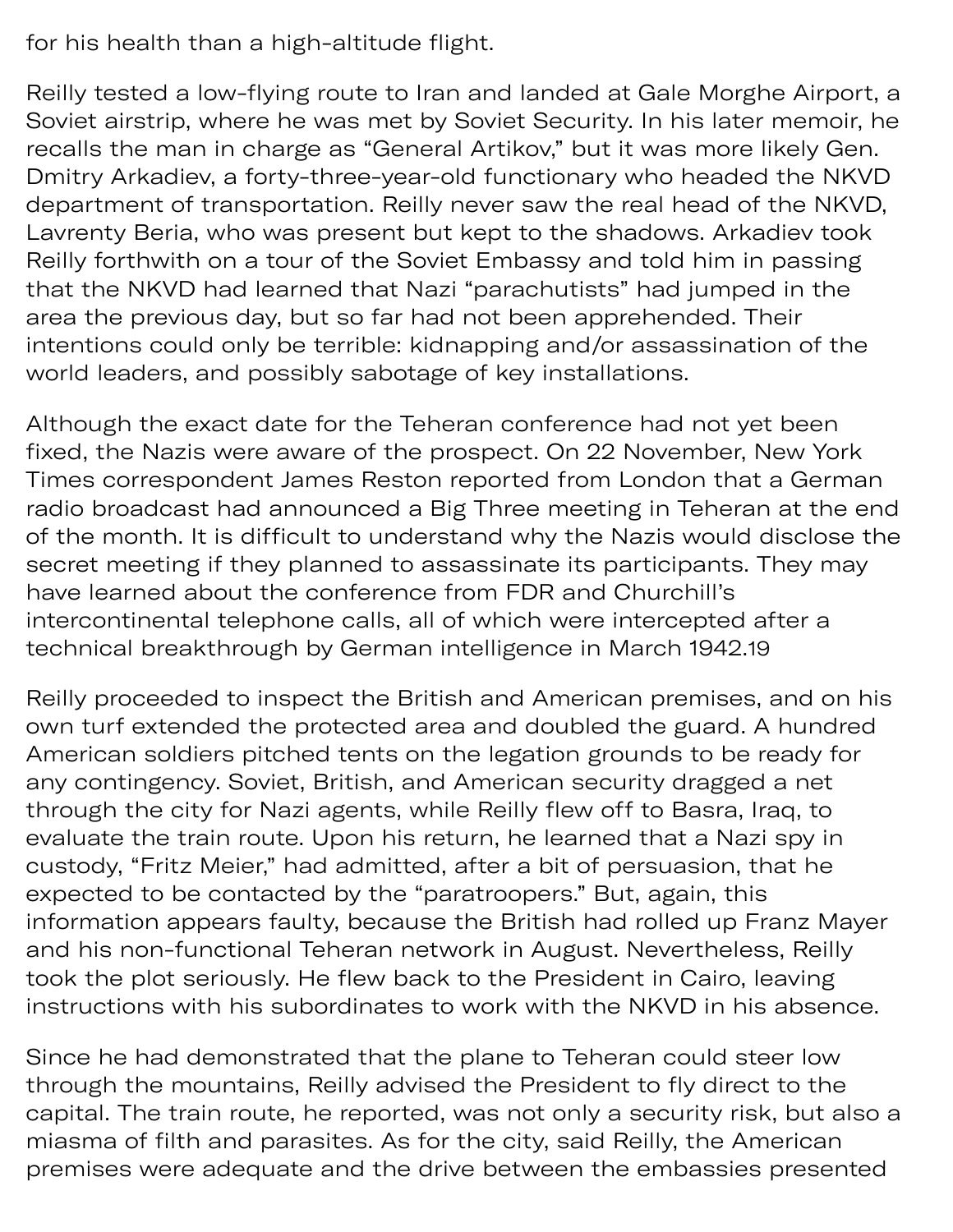for his health than a high-altitude flight.

Reilly tested a low-flying route to Iran and landed at Gale Morghe Airport, a Soviet airstrip, where he was met by Soviet Security. In his later memoir, he recalls the man in charge as "General Artikov," but it was more likely Gen. Dmitry Arkadiev, a forty-three-year-old functionary who headed the NKVD department of transportation. Reilly never saw the real head of the NKVD, Lavrenty Beria, who was present but kept to the shadows. Arkadiev took Reilly forthwith on a tour of the Soviet Embassy and told him in passing that the NKVD had learned that Nazi "parachutists" had jumped in the area the previous day, but so far had not been apprehended. Their intentions could only be terrible: kidnapping and/or assassination of the world leaders, and possibly sabotage of key installations.

Although the exact date for the Teheran conference had not yet been fixed, the Nazis were aware of the prospect. On 22 November, New York Times correspondent James Reston reported from London that a German radio broadcast had announced a Big Three meeting in Teheran at the end of the month. It is difficult to understand why the Nazis would disclose the secret meeting if they planned to assassinate its participants. They may have learned about the conference from FDR and Churchill's intercontinental telephone calls, all of which were intercepted after a technical breakthrough by German intelligence in March 1942.[19]

Reilly proceeded to inspect the British and American premises, and on his own turf extended the protected area and doubled the guard. A hundred American soldiers pitched tents on the legation grounds to be ready for any contingency. Soviet, British, and American security dragged a net through the city for Nazi agents, while Reilly flew off to Basra, Iraq, to evaluate the train route. Upon his return, he learned that a Nazi spy in custody, "Fritz Meier," had admitted, after a bit of persuasion, that he expected to be contacted by the "paratroopers." But, again, this information appears faulty, because the British had rolled up Franz Mayer and his non-functional Teheran network in August. Nevertheless, Reilly took the plot seriously. He flew back to the President in Cairo, leaving instructions with his subordinates to work with the NKVD in his absence.

Since he had demonstrated that the plane to Teheran could steer low through the mountains, Reilly advised the President to fly direct to the capital. The train route, he reported, was not only a security risk, but also a miasma of filth and parasites. As for the city, said Reilly, the American premises were adequate and the drive between the embassies presented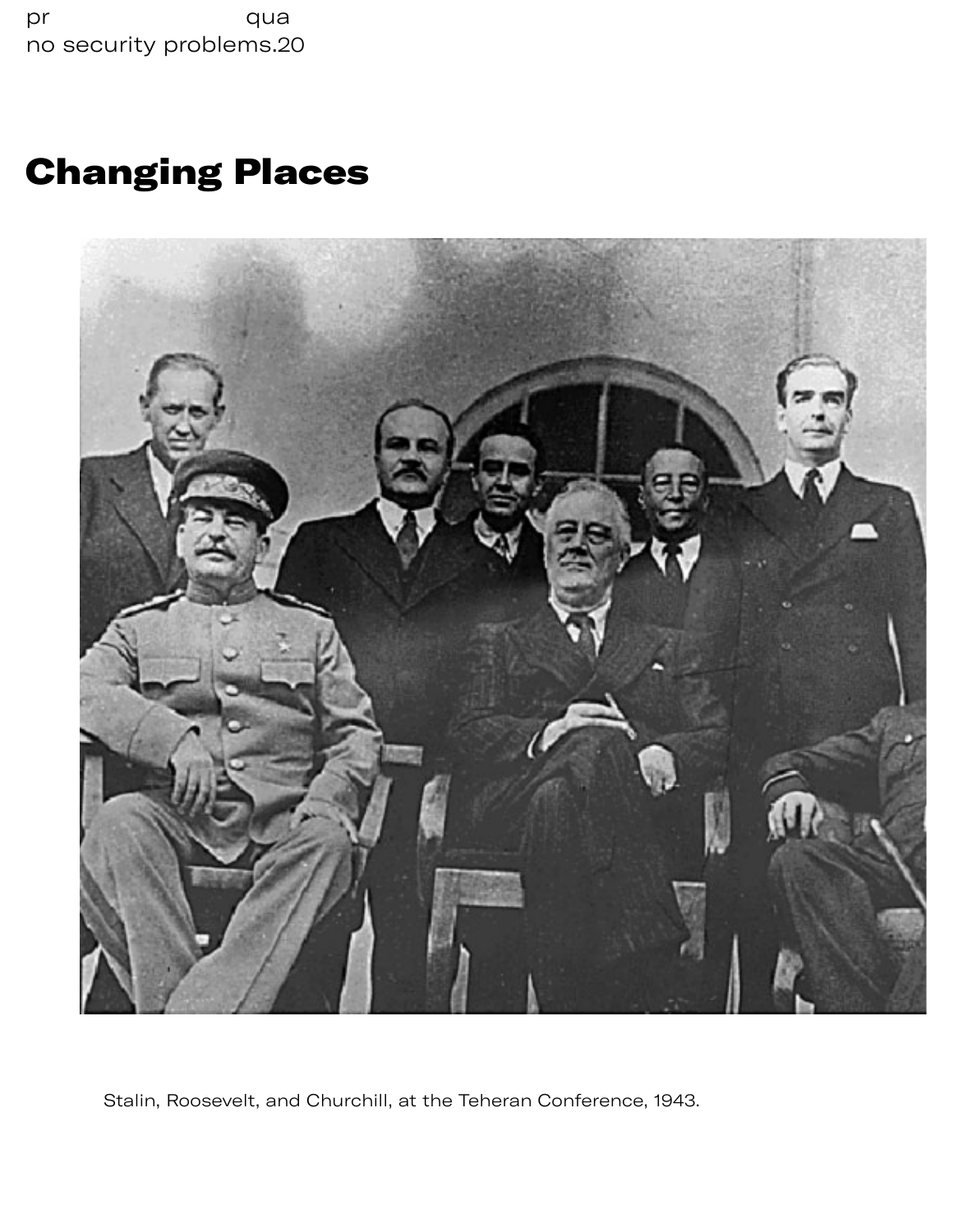pr qua
no security problems.[20]

## Changing Places

Stalin, Roosevelt, and Churchill, at the Teheran Conference, 1943.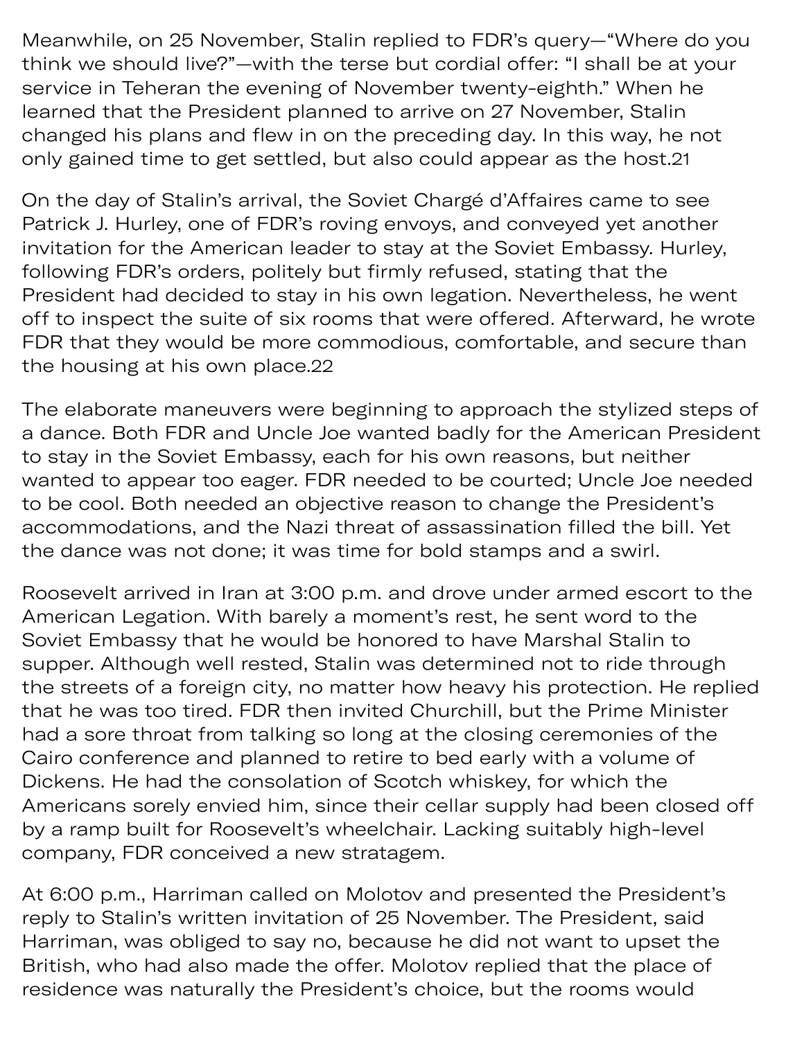Meanwhile, on 25 November, Stalin replied to FDR's query—"Where do you think we should live?"—with the terse but cordial offer: "I shall be at your service in Teheran the evening of November twenty-eighth." When he learned that the President planned to arrive on 27 November, Stalin changed his plans and flew in on the preceding day. In this way, he not only gained time to get settled, but also could appear as the host.[21]

On the day of Stalin's arrival, the Soviet Chargé d'Affaires came to see Patrick J. Hurley, one of FDR's roving envoys, and conveyed yet another invitation for the American leader to stay at the Soviet Embassy. Hurley, following FDR's orders, politely but firmly refused, stating that the President had decided to stay in his own legation. Nevertheless, he went off to inspect the suite of six rooms that were offered. Afterward, he wrote FDR that they would be more commodious, comfortable, and secure than the housing at his own place.[22]

The elaborate maneuvers were beginning to approach the stylized steps of a dance. Both FDR and Uncle Joe wanted badly for the American President to stay in the Soviet Embassy, each for his own reasons, but neither wanted to appear too eager. FDR needed to be courted; Uncle Joe needed to be cool. Both needed an objective reason to change the President's accommodations, and the Nazi threat of assassination filled the bill. Yet the dance was not done; it was time for bold stamps and a swirl.

Roosevelt arrived in Iran at 3:00 p.m. and drove under armed escort to the American Legation. With barely a moment's rest, he sent word to the Soviet Embassy that he would be honored to have Marshal Stalin to supper. Although well rested, Stalin was determined not to ride through the streets of a foreign city, no matter how heavy his protection. He replied that he was too tired. FDR then invited Churchill, but the Prime Minister had a sore throat from talking so long at the closing ceremonies of the Cairo conference and planned to retire to bed early with a volume of Dickens. He had the consolation of Scotch whiskey, for which the Americans sorely envied him, since their cellar supply had been closed off by a ramp built for Roosevelt's wheelchair. Lacking suitably high-level company, FDR conceived a new stratagem.

At 6:00 p.m., Harriman called on Molotov and presented the President's reply to Stalin's written invitation of 25 November. The President, said Harriman, was obliged to say no, because he did not want to upset the British, who had also made the offer. Molotov replied that the place of residence was naturally the President's choice, but the rooms would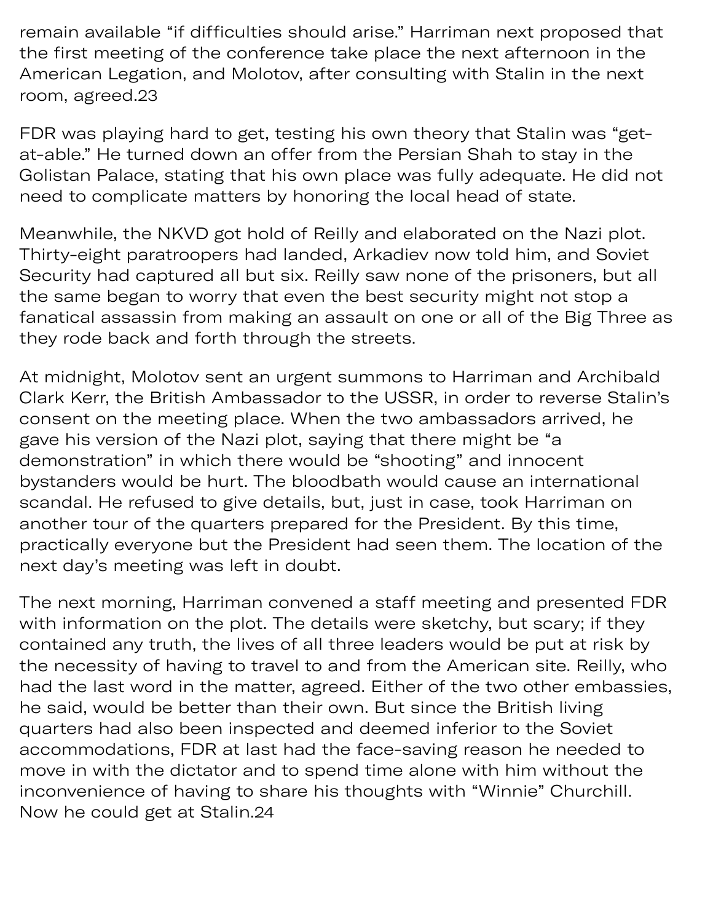remain available "if difficulties should arise." Harriman next proposed that the first meeting of the conference take place the next afternoon in the American Legation, and Molotov, after consulting with Stalin in the next room, agreed.[23]

FDR was playing hard to get, testing his own theory that Stalin was "get-at-able." He turned down an offer from the Persian Shah to stay in the Golistan Palace, stating that his own place was fully adequate. He did not need to complicate matters by honoring the local head of state.

Meanwhile, the NKVD got hold of Reilly and elaborated on the Nazi plot. Thirty-eight paratroopers had landed, Arkadiev now told him, and Soviet Security had captured all but six. Reilly saw none of the prisoners, but all the same began to worry that even the best security might not stop a fanatical assassin from making an assault on one or all of the Big Three as they rode back and forth through the streets.

At midnight, Molotov sent an urgent summons to Harriman and Archibald Clark Kerr, the British Ambassador to the USSR, in order to reverse Stalin's consent on the meeting place. When the two ambassadors arrived, he gave his version of the Nazi plot, saying that there might be "a demonstration" in which there would be "shooting" and innocent bystanders would be hurt. The bloodbath would cause an international scandal. He refused to give details, but, just in case, took Harriman on another tour of the quarters prepared for the President. By this time, practically everyone but the President had seen them. The location of the next day's meeting was left in doubt.

The next morning, Harriman convened a staff meeting and presented FDR with information on the plot. The details were sketchy, but scary; if they contained any truth, the lives of all three leaders would be put at risk by the necessity of having to travel to and from the American site. Reilly, who had the last word in the matter, agreed. Either of the two other embassies, he said, would be better than their own. But since the British living quarters had also been inspected and deemed inferior to the Soviet accommodations, FDR at last had the face-saving reason he needed to move in with the dictator and to spend time alone with him without the inconvenience of having to share his thoughts with "Winnie" Churchill. Now he could get at Stalin.[24]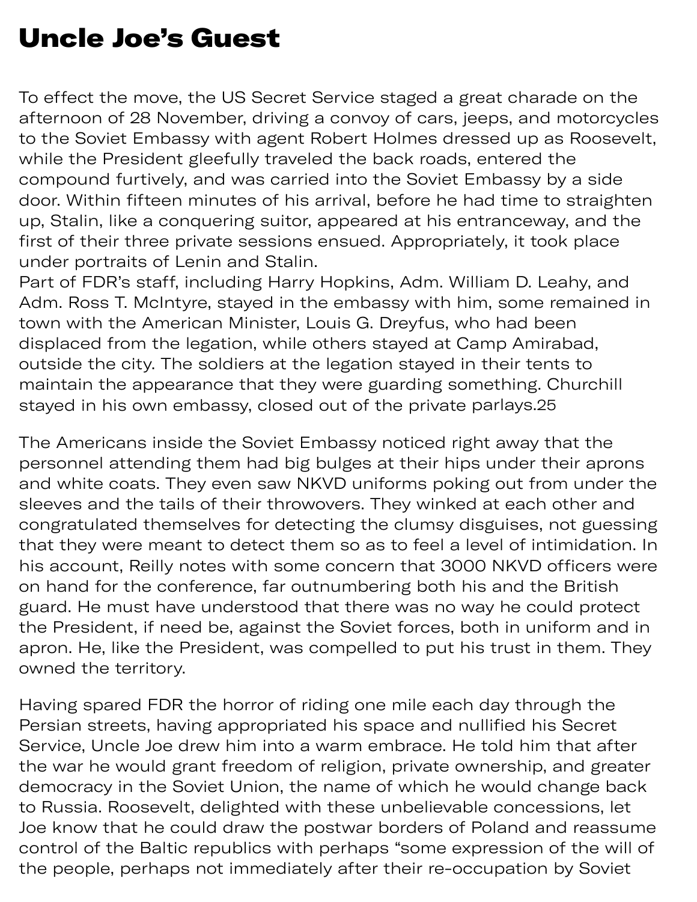# Uncle Joe's Guest

To effect the move, the US Secret Service staged a great charade on the afternoon of 28 November, driving a convoy of cars, jeeps, and motorcycles to the Soviet Embassy with agent Robert Holmes dressed up as Roosevelt, while the President gleefully traveled the back roads, entered the compound furtively, and was carried into the Soviet Embassy by a side door. Within fifteen minutes of his arrival, before he had time to straighten up, Stalin, like a conquering suitor, appeared at his entranceway, and the first of their three private sessions ensued. Appropriately, it took place under portraits of Lenin and Stalin.
Part of FDR's staff, including Harry Hopkins, Adm. William D. Leahy, and Adm. Ross T. McIntyre, stayed in the embassy with him, some remained in town with the American Minister, Louis G. Dreyfus, who had been displaced from the legation, while others stayed at Camp Amirabad, outside the city. The soldiers at the legation stayed in their tents to maintain the appearance that they were guarding something. Churchill stayed in his own embassy, closed out of the private parlays.[25]

The Americans inside the Soviet Embassy noticed right away that the personnel attending them had big bulges at their hips under their aprons and white coats. They even saw NKVD uniforms poking out from under the sleeves and the tails of their throwovers. They winked at each other and congratulated themselves for detecting the clumsy disguises, not guessing that they were meant to detect them so as to feel a level of intimidation. In his account, Reilly notes with some concern that 3000 NKVD officers were on hand for the conference, far outnumbering both his and the British guard. He must have understood that there was no way he could protect the President, if need be, against the Soviet forces, both in uniform and in apron. He, like the President, was compelled to put his trust in them. They owned the territory.

Having spared FDR the horror of riding one mile each day through the Persian streets, having appropriated his space and nullified his Secret Service, Uncle Joe drew him into a warm embrace. He told him that after the war he would grant freedom of religion, private ownership, and greater democracy in the Soviet Union, the name of which he would change back to Russia. Roosevelt, delighted with these unbelievable concessions, let Joe know that he could draw the postwar borders of Poland and reassume control of the Baltic republics with perhaps "some expression of the will of the people, perhaps not immediately after their re-occupation by Soviet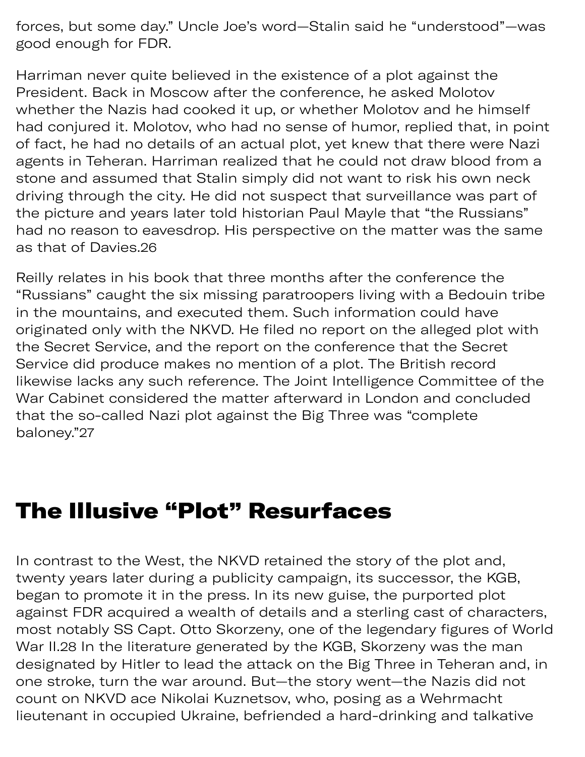forces, but some day." Uncle Joe's word—Stalin said he "understood"—was good enough for FDR.

Harriman never quite believed in the existence of a plot against the President. Back in Moscow after the conference, he asked Molotov whether the Nazis had cooked it up, or whether Molotov and he himself had conjured it. Molotov, who had no sense of humor, replied that, in point of fact, he had no details of an actual plot, yet knew that there were Nazi agents in Teheran. Harriman realized that he could not draw blood from a stone and assumed that Stalin simply did not want to risk his own neck driving through the city. He did not suspect that surveillance was part of the picture and years later told historian Paul Mayle that "the Russians" had no reason to eavesdrop. His perspective on the matter was the same as that of Davies.[26]

Reilly relates in his book that three months after the conference the "Russians" caught the six missing paratroopers living with a Bedouin tribe in the mountains, and executed them. Such information could have originated only with the NKVD. He filed no report on the alleged plot with the Secret Service, and the report on the conference that the Secret Service did produce makes no mention of a plot. The British record likewise lacks any such reference. The Joint Intelligence Committee of the War Cabinet considered the matter afterward in London and concluded that the so-called Nazi plot against the Big Three was "complete baloney."[27]

## The Illusive "Plot" Resurfaces

In contrast to the West, the NKVD retained the story of the plot and, twenty years later during a publicity campaign, its successor, the KGB, began to promote it in the press. In its new guise, the purported plot against FDR acquired a wealth of details and a sterling cast of characters, most notably SS Capt. Otto Skorzeny, one of the legendary figures of World War II.[28] In the literature generated by the KGB, Skorzeny was the man designated by Hitler to lead the attack on the Big Three in Teheran and, in one stroke, turn the war around. But—the story went—the Nazis did not count on NKVD ace Nikolai Kuznetsov, who, posing as a Wehrmacht lieutenant in occupied Ukraine, befriended a hard-drinking and talkative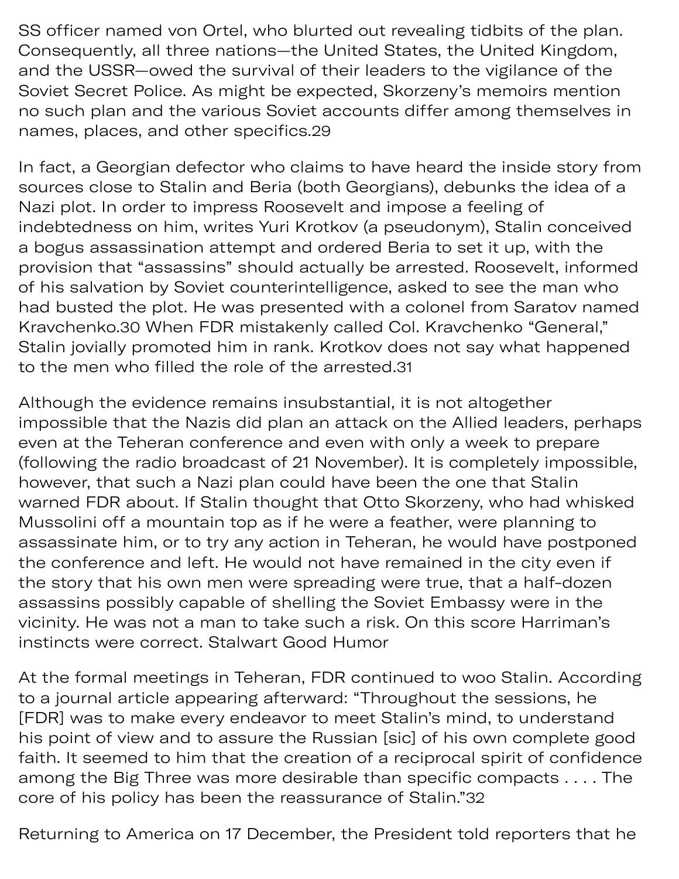SS officer named von Ortel, who blurted out revealing tidbits of the plan. Consequently, all three nations—the United States, the United Kingdom, and the USSR—owed the survival of their leaders to the vigilance of the Soviet Secret Police. As might be expected, Skorzeny's memoirs mention no such plan and the various Soviet accounts differ among themselves in names, places, and other specifics.[29]

In fact, a Georgian defector who claims to have heard the inside story from sources close to Stalin and Beria (both Georgians), debunks the idea of a Nazi plot. In order to impress Roosevelt and impose a feeling of indebtedness on him, writes Yuri Krotkov (a pseudonym), Stalin conceived a bogus assassination attempt and ordered Beria to set it up, with the provision that "assassins" should actually be arrested. Roosevelt, informed of his salvation by Soviet counterintelligence, asked to see the man who had busted the plot. He was presented with a colonel from Saratov named Kravchenko.[30] When FDR mistakenly called Col. Kravchenko "General," Stalin jovially promoted him in rank. Krotkov does not say what happened to the men who filled the role of the arrested.[31]

Although the evidence remains insubstantial, it is not altogether impossible that the Nazis did plan an attack on the Allied leaders, perhaps even at the Teheran conference and even with only a week to prepare (following the radio broadcast of 21 November). It is completely impossible, however, that such a Nazi plan could have been the one that Stalin warned FDR about. If Stalin thought that Otto Skorzeny, who had whisked Mussolini off a mountain top as if he were a feather, were planning to assassinate him, or to try any action in Teheran, he would have postponed the conference and left. He would not have remained in the city even if the story that his own men were spreading were true, that a half-dozen assassins possibly capable of shelling the Soviet Embassy were in the vicinity. He was not a man to take such a risk. On this score Harriman's instincts were correct.

## Stalwart Good Humor

At the formal meetings in Teheran, FDR continued to woo Stalin. According to a journal article appearing afterward: "Throughout the sessions, he [FDR] was to make every endeavor to meet Stalin's mind, to understand his point of view and to assure the Russian [sic] of his own complete good faith. It seemed to him that the creation of a reciprocal spirit of confidence among the Big Three was more desirable than specific compacts . . . . The core of his policy has been the reassurance of Stalin."[32]

Returning to America on 17 December, the President told reporters that he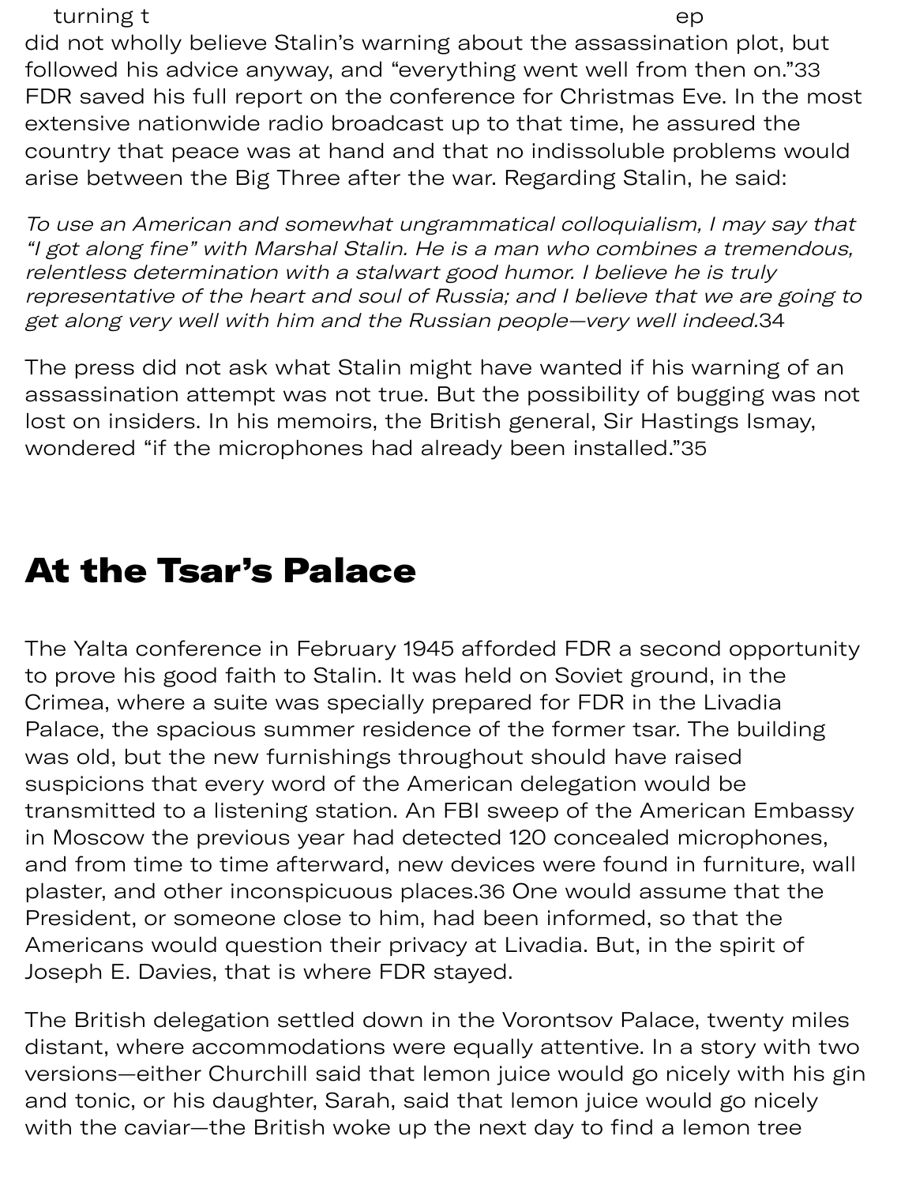turning t ep did not wholly believe Stalin's warning about the assassination plot, but followed his advice anyway, and "everything went well from then on."33 FDR saved his full report on the conference for Christmas Eve. In the most extensive nationwide radio broadcast up to that time, he assured the country that peace was at hand and that no indissoluble problems would arise between the Big Three after the war. Regarding Stalin, he said:

*To use an American and somewhat ungrammatical colloquialism, I may say that "I got along fine" with Marshal Stalin. He is a man who combines a tremendous, relentless determination with a stalwart good humor. I believe he is truly representative of the heart and soul of Russia; and I believe that we are going to get along very well with him and the Russian people—very well indeed.*34

The press did not ask what Stalin might have wanted if his warning of an assassination attempt was not true. But the possibility of bugging was not lost on insiders. In his memoirs, the British general, Sir Hastings Ismay, wondered "if the microphones had already been installed."35

## At the Tsar's Palace

The Yalta conference in February 1945 afforded FDR a second opportunity to prove his good faith to Stalin. It was held on Soviet ground, in the Crimea, where a suite was specially prepared for FDR in the Livadia Palace, the spacious summer residence of the former tsar. The building was old, but the new furnishings throughout should have raised suspicions that every word of the American delegation would be transmitted to a listening station. An FBI sweep of the American Embassy in Moscow the previous year had detected 120 concealed microphones, and from time to time afterward, new devices were found in furniture, wall plaster, and other inconspicuous places.36 One would assume that the President, or someone close to him, had been informed, so that the Americans would question their privacy at Livadia. But, in the spirit of Joseph E. Davies, that is where FDR stayed.

The British delegation settled down in the Vorontsov Palace, twenty miles distant, where accommodations were equally attentive. In a story with two versions—either Churchill said that lemon juice would go nicely with his gin and tonic, or his daughter, Sarah, said that lemon juice would go nicely with the caviar—the British woke up the next day to find a lemon tree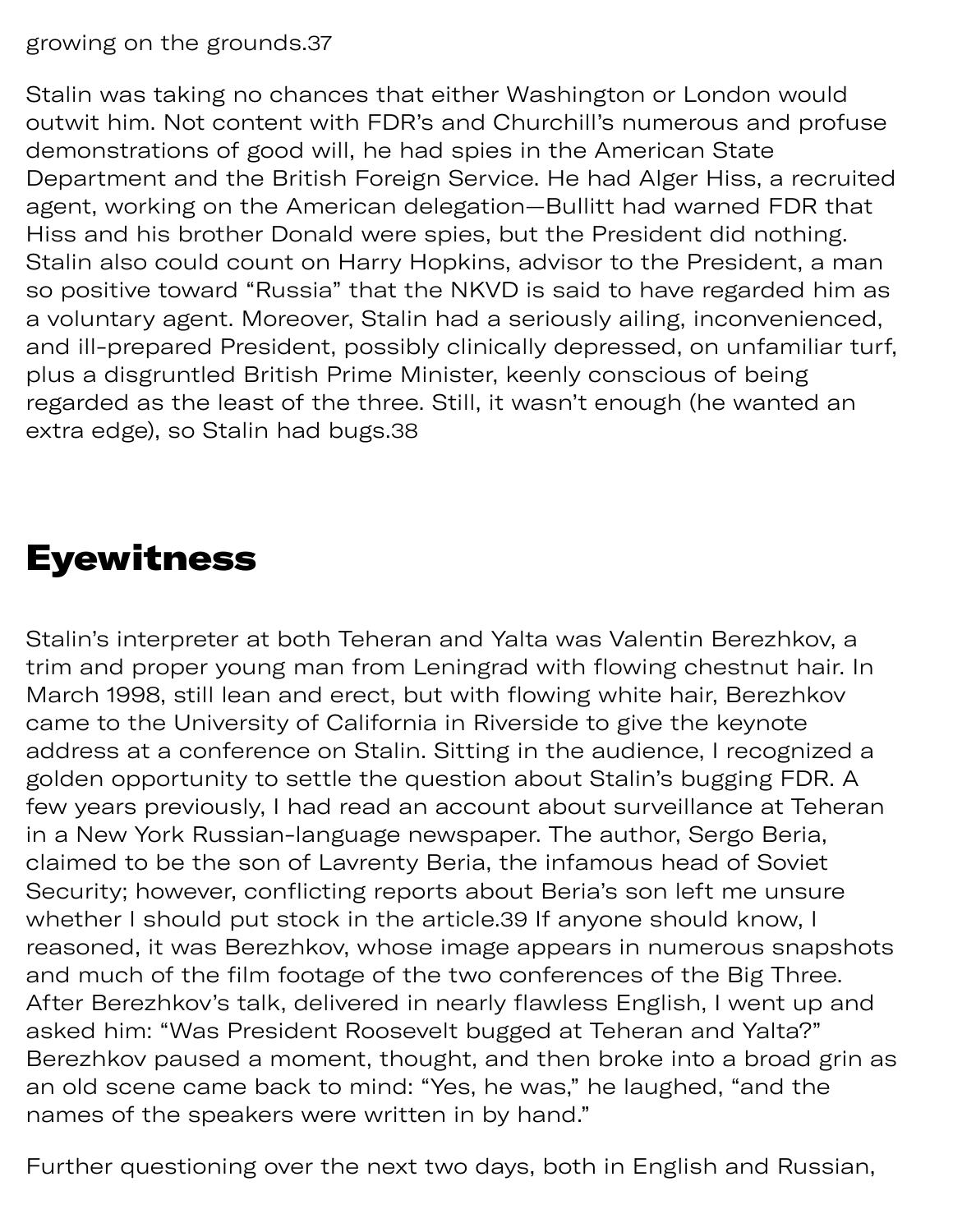growing on the grounds.[37]

Stalin was taking no chances that either Washington or London would outwit him. Not content with FDR's and Churchill's numerous and profuse demonstrations of good will, he had spies in the American State Department and the British Foreign Service. He had Alger Hiss, a recruited agent, working on the American delegation—Bullitt had warned FDR that Hiss and his brother Donald were spies, but the President did nothing. Stalin also could count on Harry Hopkins, advisor to the President, a man so positive toward "Russia" that the NKVD is said to have regarded him as a voluntary agent. Moreover, Stalin had a seriously ailing, inconvenienced, and ill-prepared President, possibly clinically depressed, on unfamiliar turf, plus a disgruntled British Prime Minister, keenly conscious of being regarded as the least of the three. Still, it wasn't enough (he wanted an extra edge), so Stalin had bugs.[38]

## Eyewitness

Stalin's interpreter at both Teheran and Yalta was Valentin Berezhkov, a trim and proper young man from Leningrad with flowing chestnut hair. In March 1998, still lean and erect, but with flowing white hair, Berezhkov came to the University of California in Riverside to give the keynote address at a conference on Stalin. Sitting in the audience, I recognized a golden opportunity to settle the question about Stalin's bugging FDR. A few years previously, I had read an account about surveillance at Teheran in a New York Russian-language newspaper. The author, Sergo Beria, claimed to be the son of Lavrenty Beria, the infamous head of Soviet Security; however, conflicting reports about Beria's son left me unsure whether I should put stock in the article.[39] If anyone should know, I reasoned, it was Berezhkov, whose image appears in numerous snapshots and much of the film footage of the two conferences of the Big Three. After Berezhkov's talk, delivered in nearly flawless English, I went up and asked him: "Was President Roosevelt bugged at Teheran and Yalta?" Berezhkov paused a moment, thought, and then broke into a broad grin as an old scene came back to mind: "Yes, he was," he laughed, "and the names of the speakers were written in by hand."

Further questioning over the next two days, both in English and Russian,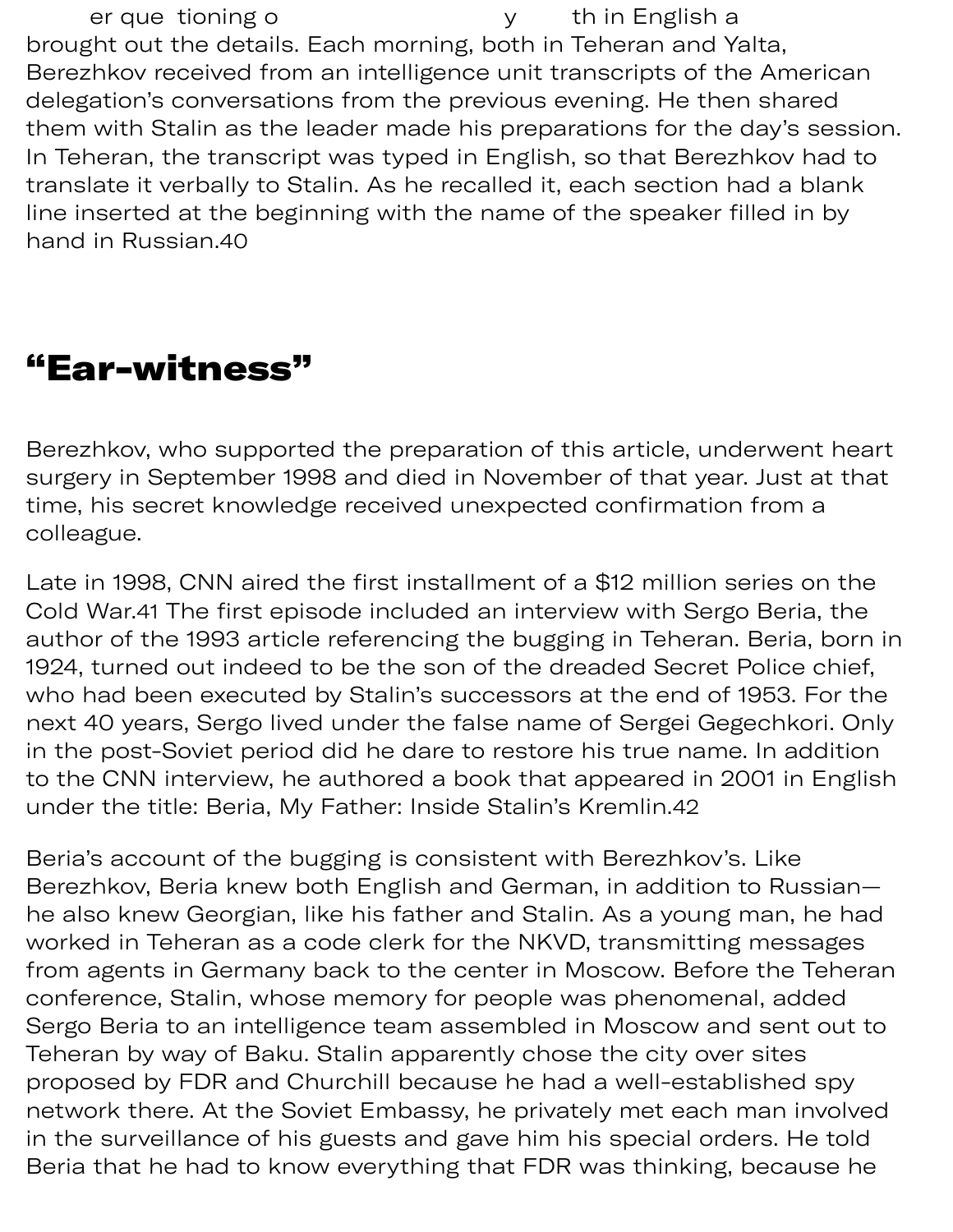er que tioning o y th in English a brought out the details. Each morning, both in Teheran and Yalta, Berezhkov received from an intelligence unit transcripts of the American delegation's conversations from the previous evening. He then shared them with Stalin as the leader made his preparations for the day's session. In Teheran, the transcript was typed in English, so that Berezhkov had to translate it verbally to Stalin. As he recalled it, each section had a blank line inserted at the beginning with the name of the speaker filled in by hand in Russian.[40]

## "Ear-witness"

Berezhkov, who supported the preparation of this article, underwent heart surgery in September 1998 and died in November of that year. Just at that time, his secret knowledge received unexpected confirmation from a colleague.

Late in 1998, CNN aired the first installment of a $12 million series on the Cold War.[41] The first episode included an interview with Sergo Beria, the author of the 1993 article referencing the bugging in Teheran. Beria, born in 1924, turned out indeed to be the son of the dreaded Secret Police chief, who had been executed by Stalin's successors at the end of 1953. For the next 40 years, Sergo lived under the false name of Sergei Gegechkori. Only in the post-Soviet period did he dare to restore his true name. In addition to the CNN interview, he authored a book that appeared in 2001 in English under the title: Beria, My Father: Inside Stalin's Kremlin.[42]

Beria's account of the bugging is consistent with Berezhkov's. Like Berezhkov, Beria knew both English and German, in addition to Russian—he also knew Georgian, like his father and Stalin. As a young man, he had worked in Teheran as a code clerk for the NKVD, transmitting messages from agents in Germany back to the center in Moscow. Before the Teheran conference, Stalin, whose memory for people was phenomenal, added Sergo Beria to an intelligence team assembled in Moscow and sent out to Teheran by way of Baku. Stalin apparently chose the city over sites proposed by FDR and Churchill because he had a well-established spy network there. At the Soviet Embassy, he privately met each man involved in the surveillance of his guests and gave him his special orders. He told Beria that he had to know everything that FDR was thinking, because he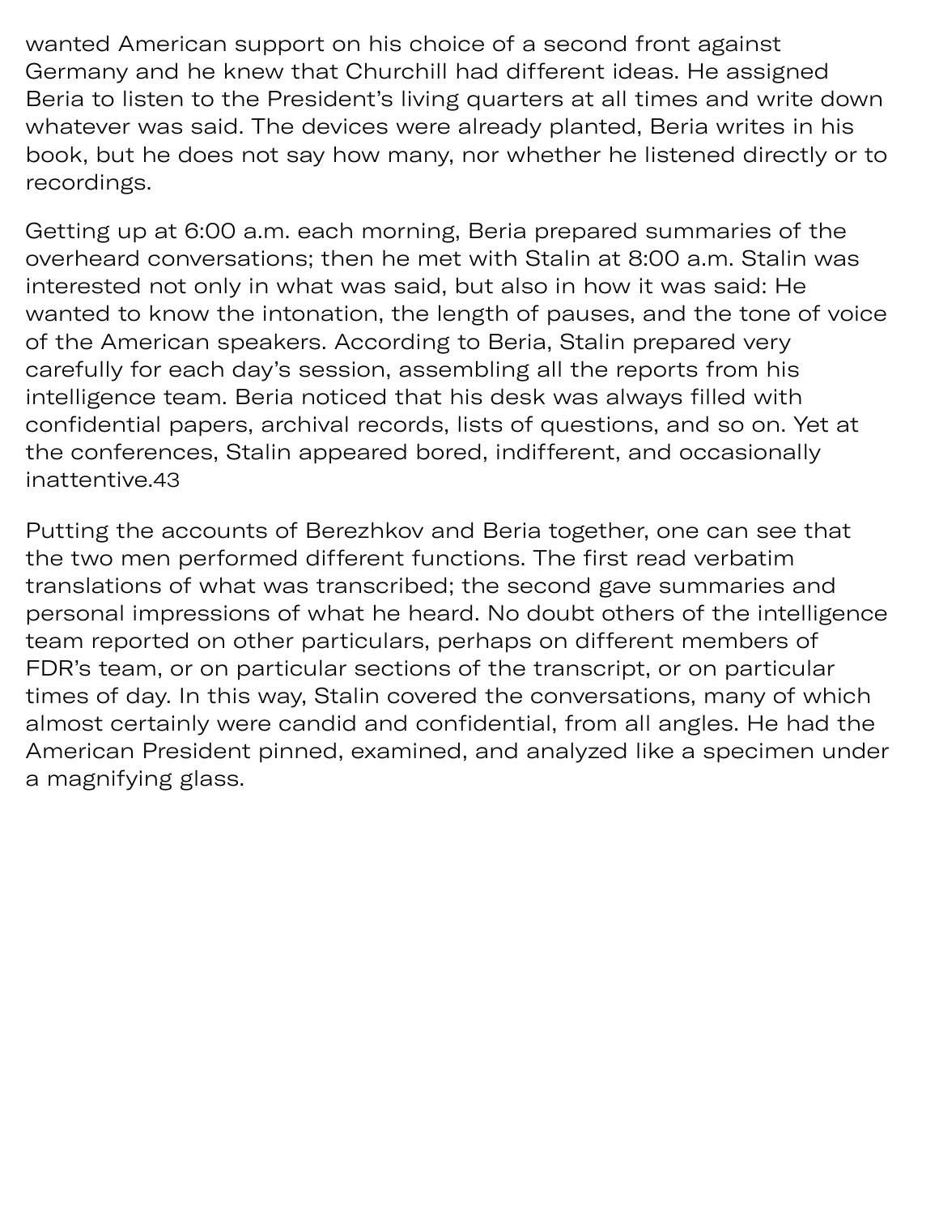wanted American support on his choice of a second front against Germany and he knew that Churchill had different ideas. He assigned Beria to listen to the President's living quarters at all times and write down whatever was said. The devices were already planted, Beria writes in his book, but he does not say how many, nor whether he listened directly or to recordings.

Getting up at 6:00 a.m. each morning, Beria prepared summaries of the overheard conversations; then he met with Stalin at 8:00 a.m. Stalin was interested not only in what was said, but also in how it was said: He wanted to know the intonation, the length of pauses, and the tone of voice of the American speakers. According to Beria, Stalin prepared very carefully for each day's session, assembling all the reports from his intelligence team. Beria noticed that his desk was always filled with confidential papers, archival records, lists of questions, and so on. Yet at the conferences, Stalin appeared bored, indifferent, and occasionally inattentive.[43]

Putting the accounts of Berezhkov and Beria together, one can see that the two men performed different functions. The first read verbatim translations of what was transcribed; the second gave summaries and personal impressions of what he heard. No doubt others of the intelligence team reported on other particulars, perhaps on different members of FDR's team, or on particular sections of the transcript, or on particular times of day. In this way, Stalin covered the conversations, many of which almost certainly were candid and confidential, from all angles. He had the American President pinned, examined, and analyzed like a specimen under a magnifying glass.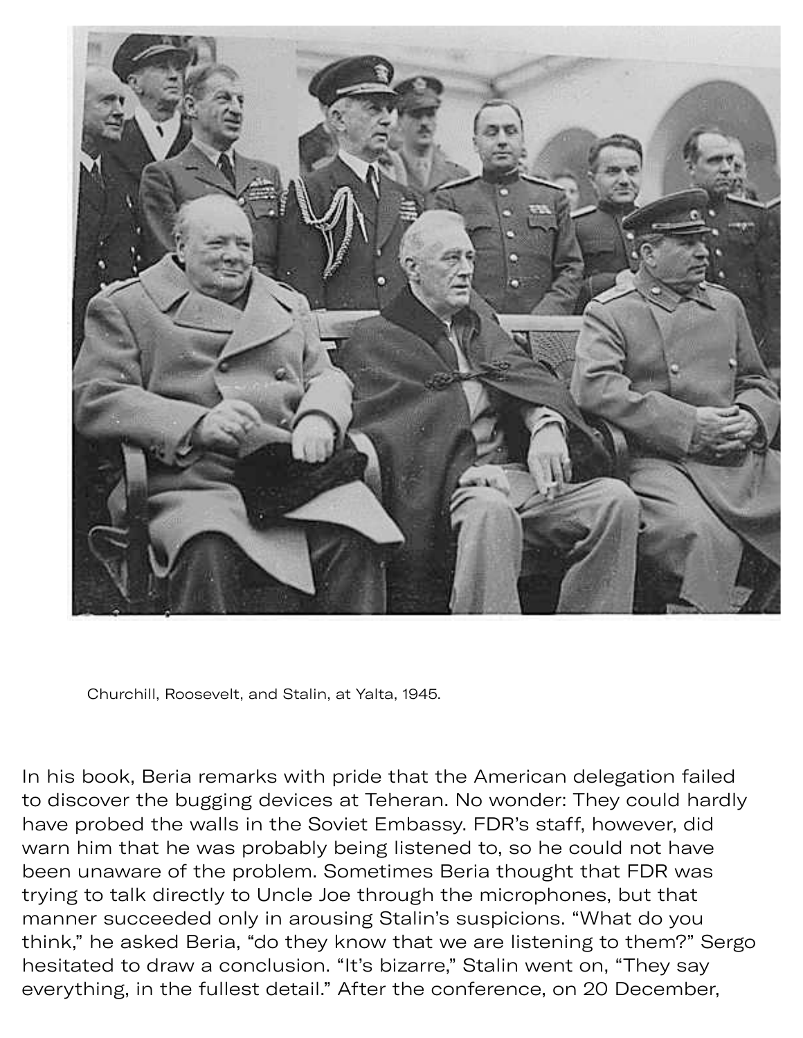Churchill, Roosevelt, and Stalin, at Yalta, 1945.

In his book, Beria remarks with pride that the American delegation failed to discover the bugging devices at Teheran. No wonder: They could hardly have probed the walls in the Soviet Embassy. FDR's staff, however, did warn him that he was probably being listened to, so he could not have been unaware of the problem. Sometimes Beria thought that FDR was trying to talk directly to Uncle Joe through the microphones, but that manner succeeded only in arousing Stalin's suspicions. "What do you think," he asked Beria, "do they know that we are listening to them?" Sergo hesitated to draw a conclusion. "It's bizarre," Stalin went on, "They say everything, in the fullest detail." After the conference, on 20 December,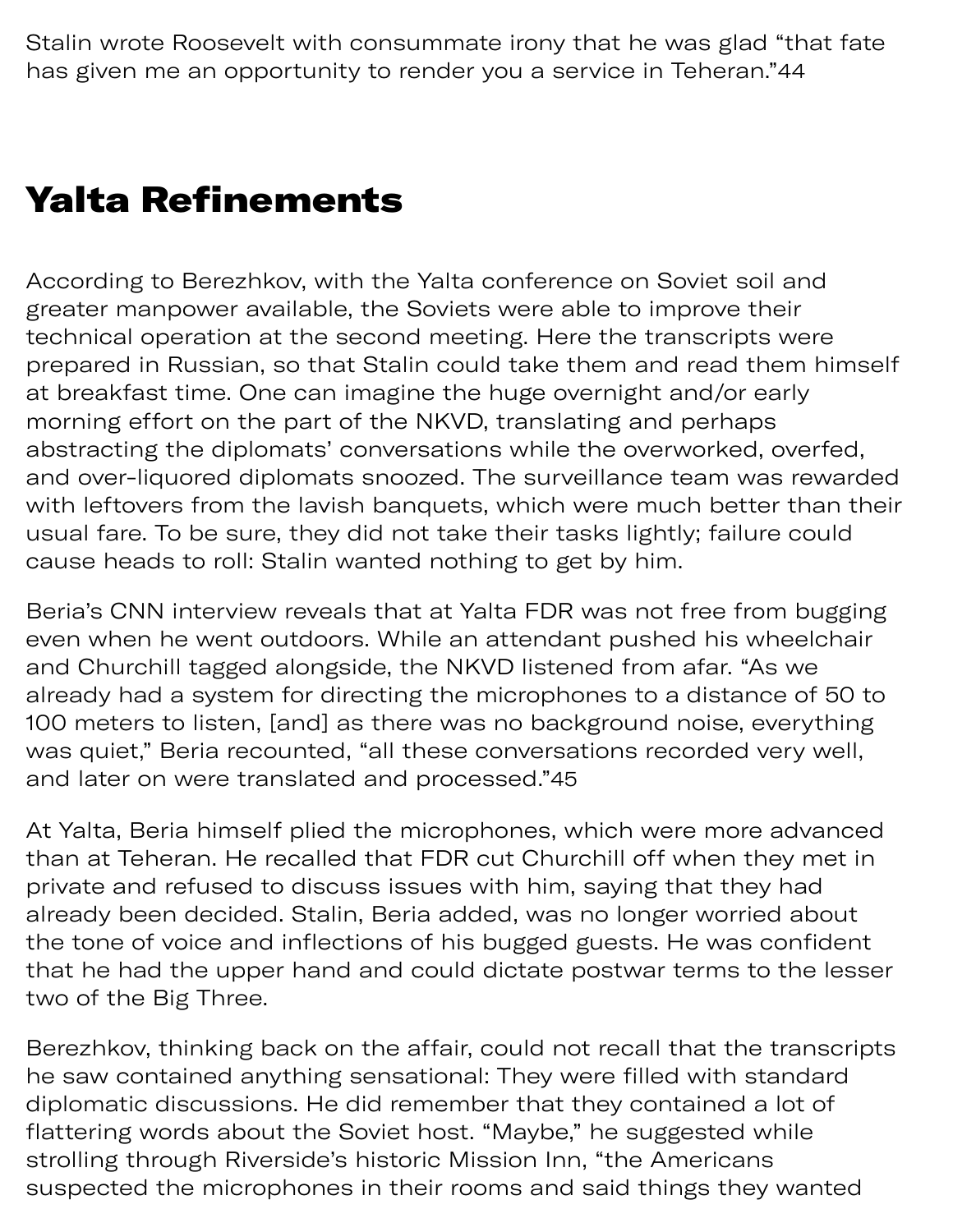Stalin wrote Roosevelt with consummate irony that he was glad "that fate has given me an opportunity to render you a service in Teheran."[44]

## Yalta Refinements

According to Berezhkov, with the Yalta conference on Soviet soil and greater manpower available, the Soviets were able to improve their technical operation at the second meeting. Here the transcripts were prepared in Russian, so that Stalin could take them and read them himself at breakfast time. One can imagine the huge overnight and/or early morning effort on the part of the NKVD, translating and perhaps abstracting the diplomats' conversations while the overworked, overfed, and over-liquored diplomats snoozed. The surveillance team was rewarded with leftovers from the lavish banquets, which were much better than their usual fare. To be sure, they did not take their tasks lightly; failure could cause heads to roll: Stalin wanted nothing to get by him.

Beria's CNN interview reveals that at Yalta FDR was not free from bugging even when he went outdoors. While an attendant pushed his wheelchair and Churchill tagged alongside, the NKVD listened from afar. "As we already had a system for directing the microphones to a distance of 50 to 100 meters to listen, [and] as there was no background noise, everything was quiet," Beria recounted, "all these conversations recorded very well, and later on were translated and processed."[45]

At Yalta, Beria himself plied the microphones, which were more advanced than at Teheran. He recalled that FDR cut Churchill off when they met in private and refused to discuss issues with him, saying that they had already been decided. Stalin, Beria added, was no longer worried about the tone of voice and inflections of his bugged guests. He was confident that he had the upper hand and could dictate postwar terms to the lesser two of the Big Three.

Berezhkov, thinking back on the affair, could not recall that the transcripts he saw contained anything sensational: They were filled with standard diplomatic discussions. He did remember that they contained a lot of flattering words about the Soviet host. "Maybe," he suggested while strolling through Riverside's historic Mission Inn, "the Americans suspected the microphones in their rooms and said things they wanted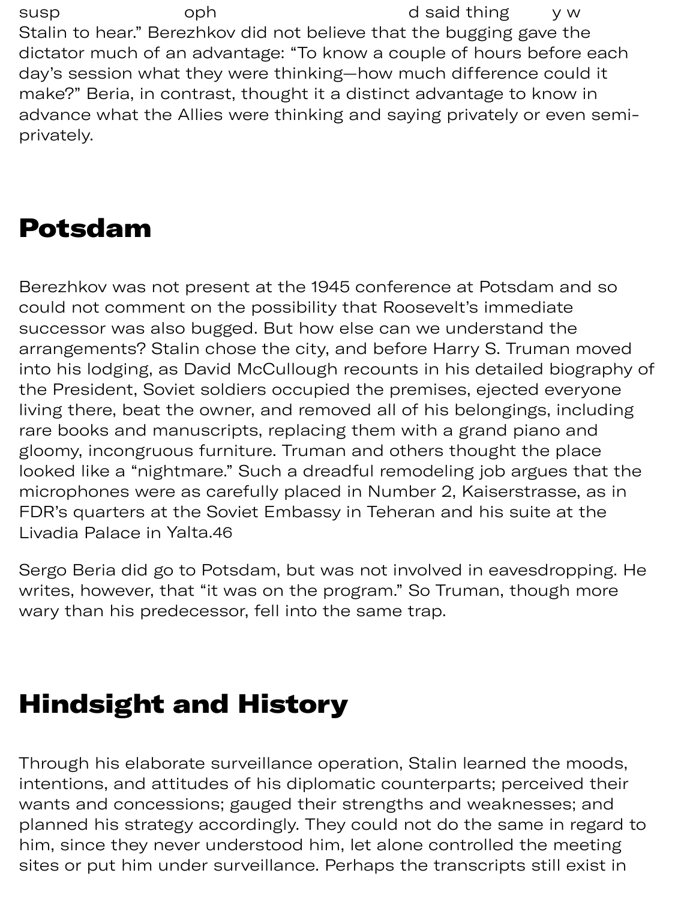susp oph d said thing y w Stalin to hear." Berezhkov did not believe that the bugging gave the dictator much of an advantage: "To know a couple of hours before each day's session what they were thinking—how much difference could it make?" Beria, in contrast, thought it a distinct advantage to know in advance what the Allies were thinking and saying privately or even semi-privately.

## Potsdam

Berezhkov was not present at the 1945 conference at Potsdam and so could not comment on the possibility that Roosevelt's immediate successor was also bugged. But how else can we understand the arrangements? Stalin chose the city, and before Harry S. Truman moved into his lodging, as David McCullough recounts in his detailed biography of the President, Soviet soldiers occupied the premises, ejected everyone living there, beat the owner, and removed all of his belongings, including rare books and manuscripts, replacing them with a grand piano and gloomy, incongruous furniture. Truman and others thought the place looked like a "nightmare." Such a dreadful remodeling job argues that the microphones were as carefully placed in Number 2, Kaiserstrasse, as in FDR's quarters at the Soviet Embassy in Teheran and his suite at the Livadia Palace in Yalta.[46]

Sergo Beria did go to Potsdam, but was not involved in eavesdropping. He writes, however, that "it was on the program." So Truman, though more wary than his predecessor, fell into the same trap.

## Hindsight and History

Through his elaborate surveillance operation, Stalin learned the moods, intentions, and attitudes of his diplomatic counterparts; perceived their wants and concessions; gauged their strengths and weaknesses; and planned his strategy accordingly. They could not do the same in regard to him, since they never understood him, let alone controlled the meeting sites or put him under surveillance. Perhaps the transcripts still exist in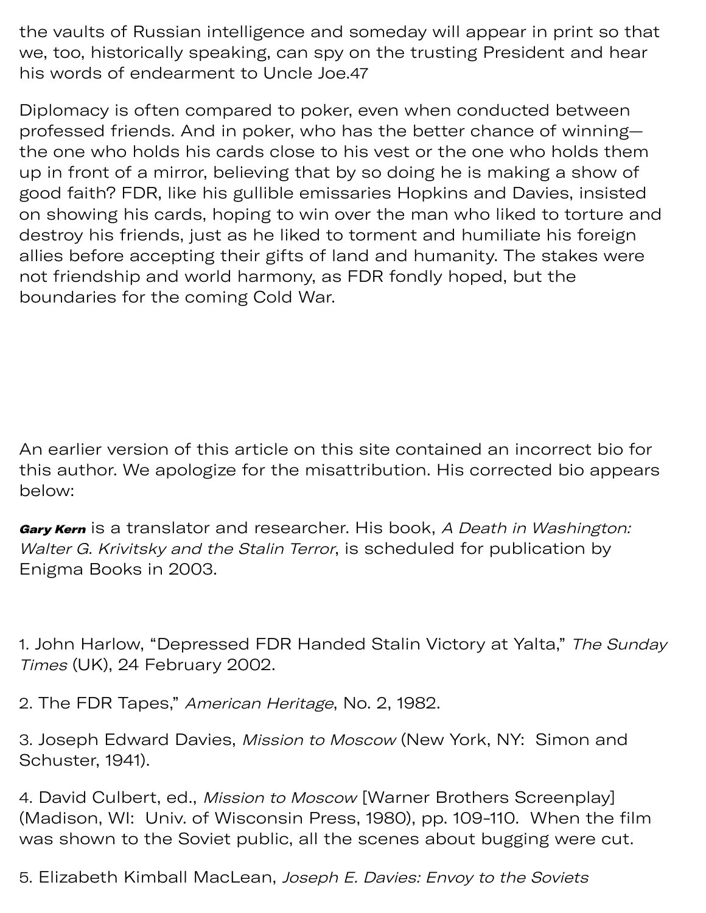the vaults of Russian intelligence and someday will appear in print so that we, too, historically speaking, can spy on the trusting President and hear his words of endearment to Uncle Joe.[47]

Diplomacy is often compared to poker, even when conducted between professed friends. And in poker, who has the better chance of winning—the one who holds his cards close to his vest or the one who holds them up in front of a mirror, believing that by so doing he is making a show of good faith? FDR, like his gullible emissaries Hopkins and Davies, insisted on showing his cards, hoping to win over the man who liked to torture and destroy his friends, just as he liked to torment and humiliate his foreign allies before accepting their gifts of land and humanity. The stakes were not friendship and world harmony, as FDR fondly hoped, but the boundaries for the coming Cold War.

An earlier version of this article on this site contained an incorrect bio for this author. We apologize for the misattribution. His corrected bio appears below:

***Gary Kern*** is a translator and researcher. His book, *A Death in Washington: Walter G. Krivitsky and the Stalin Terror*, is scheduled for publication by Enigma Books in 2003.

1. John Harlow, "Depressed FDR Handed Stalin Victory at Yalta," *The Sunday Times* (UK), 24 February 2002.

2. The FDR Tapes," *American Heritage*, No. 2, 1982.

3. Joseph Edward Davies, *Mission to Moscow* (New York, NY: Simon and Schuster, 1941).

4. David Culbert, ed., *Mission to Moscow* [Warner Brothers Screenplay] (Madison, WI: Univ. of Wisconsin Press, 1980), pp. 109-110. When the film was shown to the Soviet public, all the scenes about bugging were cut.

5. Elizabeth Kimball MacLean, *Joseph E. Davies: Envoy to the Soviets*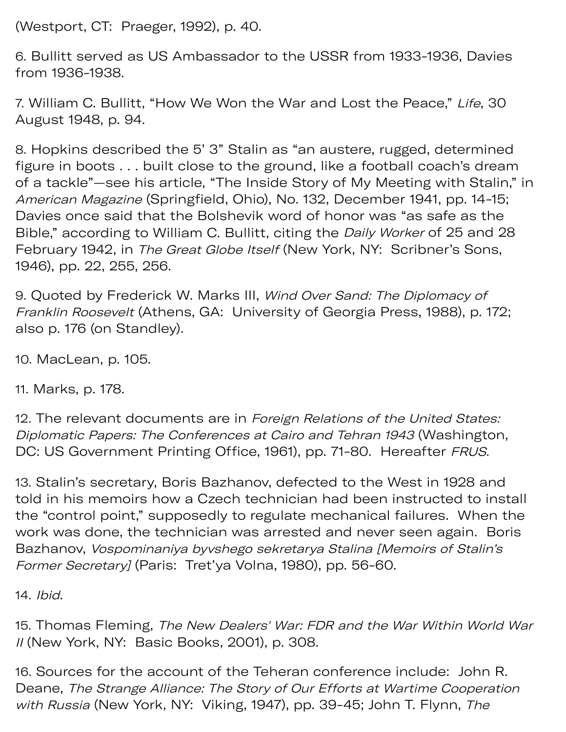(Westport, CT: Praeger, 1992), p. 40.

6. Bullitt served as US Ambassador to the USSR from 1933-1936, Davies from 1936-1938.

7. William C. Bullitt, "How We Won the War and Lost the Peace," *Life*, 30 August 1948, p. 94.

8. Hopkins described the 5' 3" Stalin as "an austere, rugged, determined figure in boots . . . built close to the ground, like a football coach's dream of a tackle"—see his article, "The Inside Story of My Meeting with Stalin," in *American Magazine* (Springfield, Ohio), No. 132, December 1941, pp. 14-15; Davies once said that the Bolshevik word of honor was "as safe as the Bible," according to William C. Bullitt, citing the *Daily Worker* of 25 and 28 February 1942, in *The Great Globe Itself* (New York, NY: Scribner's Sons, 1946), pp. 22, 255, 256.

9. Quoted by Frederick W. Marks III, *Wind Over Sand: The Diplomacy of Franklin Roosevelt* (Athens, GA: University of Georgia Press, 1988), p. 172; also p. 176 (on Standley).

10. MacLean, p. 105.

11. Marks, p. 178.

12. The relevant documents are in *Foreign Relations of the United States: Diplomatic Papers: The Conferences at Cairo and Tehran 1943* (Washington, DC: US Government Printing Office, 1961), pp. 71-80. Hereafter *FRUS.*

13. Stalin's secretary, Boris Bazhanov, defected to the West in 1928 and told in his memoirs how a Czech technician had been instructed to install the "control point," supposedly to regulate mechanical failures. When the work was done, the technician was arrested and never seen again. Boris Bazhanov, *Vospominaniya byvshego sekretarya Stalina [Memoirs of Stalin's Former Secretary]* (Paris: Tret'ya Volna, 1980), pp. 56-60.

14. *Ibid*.

15. Thomas Fleming, *The New Dealers' War: FDR and the War Within World War II* (New York, NY: Basic Books, 2001), p. 308.

16. Sources for the account of the Teheran conference include: John R. Deane, *The Strange Alliance: The Story of Our Efforts at Wartime Cooperation with Russia* (New York, NY: Viking, 1947), pp. 39-45; John T. Flynn, *The*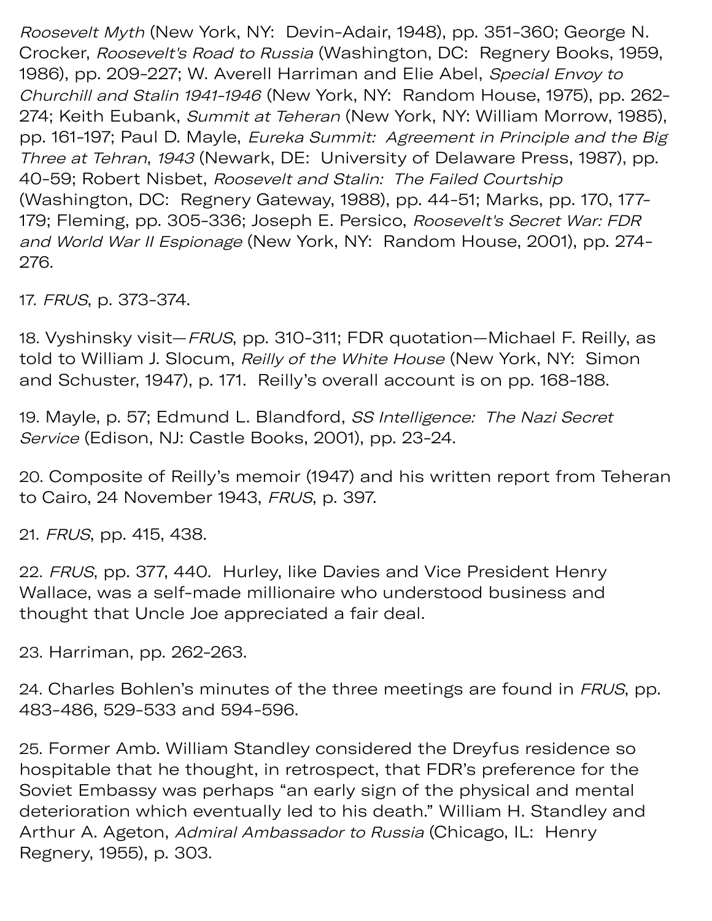*Roosevelt Myth* (New York, NY: Devin-Adair, 1948), pp. 351-360; George N. Crocker, *Roosevelt's Road to Russia* (Washington, DC: Regnery Books, 1959, 1986), pp. 209-227; W. Averell Harriman and Elie Abel, *Special Envoy to Churchill and Stalin 1941-1946* (New York, NY: Random House, 1975), pp. 262-274; Keith Eubank, *Summit at Teheran* (New York, NY: William Morrow, 1985), pp. 161-197; Paul D. Mayle, *Eureka Summit: Agreement in Principle and the Big Three at Tehran, 1943* (Newark, DE: University of Delaware Press, 1987), pp. 40-59; Robert Nisbet, *Roosevelt and Stalin: The Failed Courtship* (Washington, DC: Regnery Gateway, 1988), pp. 44-51; Marks, pp. 170, 177-179; Fleming, pp. 305-336; Joseph E. Persico, *Roosevelt's Secret War: FDR and World War II Espionage* (New York, NY: Random House, 2001), pp. 274-276.

17. *FRUS*, p. 373-374.

18. Vyshinsky visit—*FRUS*, pp. 310-311; FDR quotation—Michael F. Reilly, as told to William J. Slocum, *Reilly of the White House* (New York, NY: Simon and Schuster, 1947), p. 171. Reilly's overall account is on pp. 168-188.

19. Mayle, p. 57; Edmund L. Blandford, *SS Intelligence: The Nazi Secret Service* (Edison, NJ: Castle Books, 2001), pp. 23-24.

20. Composite of Reilly's memoir (1947) and his written report from Teheran to Cairo, 24 November 1943, *FRUS*, p. 397.

21. *FRUS*, pp. 415, 438.

22. *FRUS*, pp. 377, 440. Hurley, like Davies and Vice President Henry Wallace, was a self-made millionaire who understood business and thought that Uncle Joe appreciated a fair deal.

23. Harriman, pp. 262-263.

24. Charles Bohlen's minutes of the three meetings are found in *FRUS*, pp. 483-486, 529-533 and 594-596.

25. Former Amb. William Standley considered the Dreyfus residence so hospitable that he thought, in retrospect, that FDR's preference for the Soviet Embassy was perhaps "an early sign of the physical and mental deterioration which eventually led to his death." William H. Standley and Arthur A. Ageton, *Admiral Ambassador to Russia* (Chicago, IL: Henry Regnery, 1955), p. 303.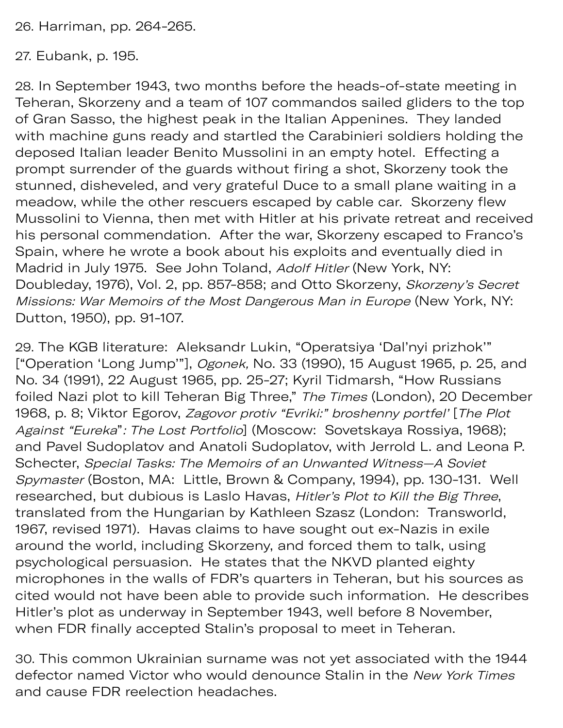26. Harriman, pp. 264-265.

27. Eubank, p. 195.

28. In September 1943, two months before the heads-of-state meeting in Teheran, Skorzeny and a team of 107 commandos sailed gliders to the top of Gran Sasso, the highest peak in the Italian Appenines. They landed with machine guns ready and startled the Carabinieri soldiers holding the deposed Italian leader Benito Mussolini in an empty hotel. Effecting a prompt surrender of the guards without firing a shot, Skorzeny took the stunned, disheveled, and very grateful Duce to a small plane waiting in a meadow, while the other rescuers escaped by cable car. Skorzeny flew Mussolini to Vienna, then met with Hitler at his private retreat and received his personal commendation. After the war, Skorzeny escaped to Franco's Spain, where he wrote a book about his exploits and eventually died in Madrid in July 1975. See John Toland, *Adolf Hitler* (New York, NY: Doubleday, 1976), Vol. 2, pp. 857-858; and Otto Skorzeny, *Skorzeny's Secret Missions: War Memoirs of the Most Dangerous Man in Europe* (New York, NY: Dutton, 1950), pp. 91-107.

29. The KGB literature: Aleksandr Lukin, "Operatsiya 'Dal'nyi prizhok'" ["Operation 'Long Jump'"], *Ogonek,* No. 33 (1990), 15 August 1965, p. 25, and No. 34 (1991), 22 August 1965, pp. 25-27; Kyril Tidmarsh, "How Russians foiled Nazi plot to kill Teheran Big Three," *The Times* (London), 20 December 1968, p. 8; Viktor Egorov, *Zagovor protiv "Evriki:" broshenny portfel'* [*The Plot Against "Eureka": The Lost Portfolio*] (Moscow: Sovetskaya Rossiya, 1968); and Pavel Sudoplatov and Anatoli Sudoplatov, with Jerrold L. and Leona P. Schecter, *Special Tasks: The Memoirs of an Unwanted Witness—A Soviet Spymaster* (Boston, MA: Little, Brown & Company, 1994), pp. 130-131. Well researched, but dubious is Laslo Havas, *Hitler's Plot to Kill the Big Three*, translated from the Hungarian by Kathleen Szasz (London: Transworld, 1967, revised 1971). Havas claims to have sought out ex-Nazis in exile around the world, including Skorzeny, and forced them to talk, using psychological persuasion. He states that the NKVD planted eighty microphones in the walls of FDR's quarters in Teheran, but his sources as cited would not have been able to provide such information. He describes Hitler's plot as underway in September 1943, well before 8 November, when FDR finally accepted Stalin's proposal to meet in Teheran.

30. This common Ukrainian surname was not yet associated with the 1944 defector named Victor who would denounce Stalin in the *New York Times* and cause FDR reelection headaches.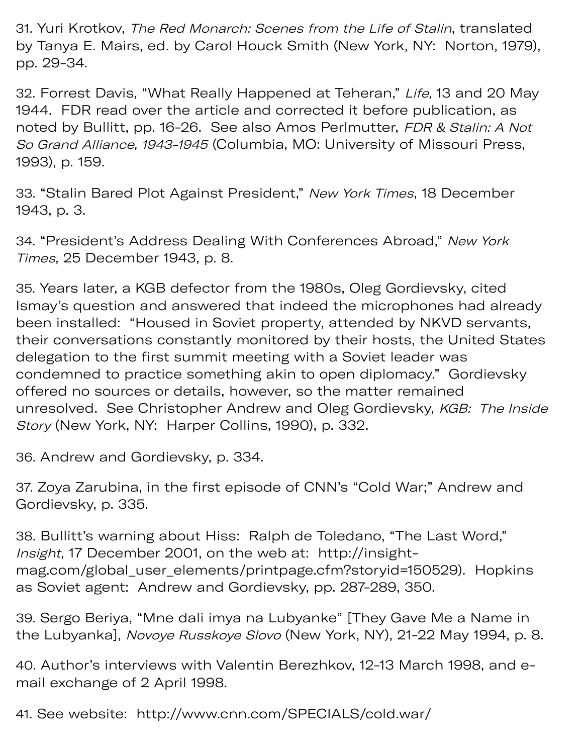31. Yuri Krotkov, *The Red Monarch: Scenes from the Life of Stalin*, translated by Tanya E. Mairs, ed. by Carol Houck Smith (New York, NY: Norton, 1979), pp. 29-34.

32. Forrest Davis, "What Really Happened at Teheran," *Life,* 13 and 20 May 1944. FDR read over the article and corrected it before publication, as noted by Bullitt, pp. 16-26. See also Amos Perlmutter, *FDR & Stalin: A Not So Grand Alliance, 1943-1945* (Columbia, MO: University of Missouri Press, 1993), p. 159.

33. "Stalin Bared Plot Against President," *New York Times*, 18 December 1943, p. 3.

34. "President's Address Dealing With Conferences Abroad," *New York Times*, 25 December 1943, p. 8.

35. Years later, a KGB defector from the 1980s, Oleg Gordievsky, cited Ismay's question and answered that indeed the microphones had already been installed: "Housed in Soviet property, attended by NKVD servants, their conversations constantly monitored by their hosts, the United States delegation to the first summit meeting with a Soviet leader was condemned to practice something akin to open diplomacy." Gordievsky offered no sources or details, however, so the matter remained unresolved. See Christopher Andrew and Oleg Gordievsky, *KGB: The Inside Story* (New York, NY: Harper Collins, 1990), p. 332.

36. Andrew and Gordievsky, p. 334.

37. Zoya Zarubina, in the first episode of CNN's "Cold War;" Andrew and Gordievsky, p. 335.

38. Bullitt's warning about Hiss: Ralph de Toledano, "The Last Word," *Insight*, 17 December 2001, on the web at: http://insight-mag.com/global_user_elements/printpage.cfm?storyid=150529). Hopkins as Soviet agent: Andrew and Gordievsky, pp. 287-289, 350.

39. Sergo Beriya, "Mne dali imya na Lubyanke" [They Gave Me a Name in the Lubyanka], *Novoye Russkoye Slovo* (New York, NY), 21-22 May 1994, p. 8.

40. Author's interviews with Valentin Berezhkov, 12-13 March 1998, and e-mail exchange of 2 April 1998.

41. See website: http://www.cnn.com/SPECIALS/cold.war/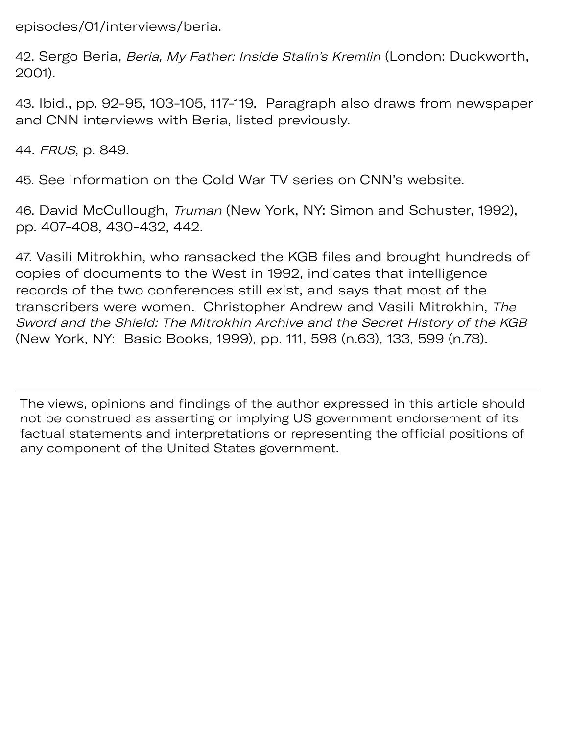episodes/01/interviews/beria.

42. Sergo Beria, *Beria, My Father: Inside Stalin's Kremlin* (London: Duckworth, 2001).

43. Ibid., pp. 92-95, 103-105, 117-119. Paragraph also draws from newspaper and CNN interviews with Beria, listed previously.

44. *FRUS*, p. 849.

45. See information on the Cold War TV series on CNN's website.

46. David McCullough, *Truman* (New York, NY: Simon and Schuster, 1992), pp. 407-408, 430-432, 442.

47. Vasili Mitrokhin, who ransacked the KGB files and brought hundreds of copies of documents to the West in 1992, indicates that intelligence records of the two conferences still exist, and says that most of the transcribers were women. Christopher Andrew and Vasili Mitrokhin, *The Sword and the Shield: The Mitrokhin Archive and the Secret History of the KGB* (New York, NY: Basic Books, 1999), pp. 111, 598 (n.63), 133, 599 (n.78).

---

The views, opinions and findings of the author expressed in this article should not be construed as asserting or implying US government endorsement of its factual statements and interpretations or representing the official positions of any component of the United States government.